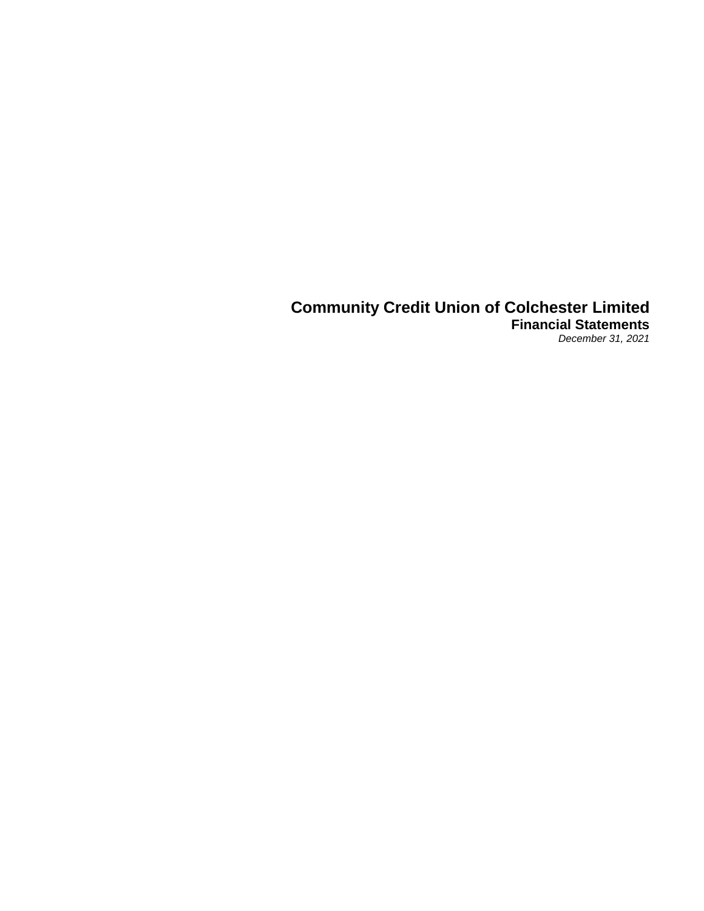# Community Credit Union of Colchester Limited

## Financial Statements

*December 31, 2021*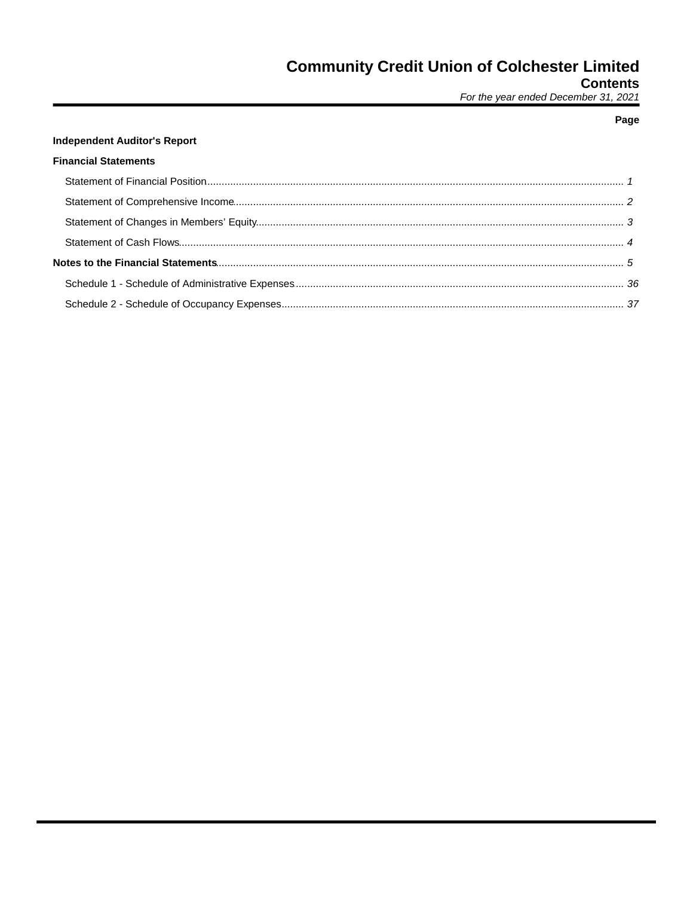# Community Credit Union of Colchester Limited

## Contents

*For the year ended December 31, 2021*

| | Page |
|---|---|
| **Independent Auditor's Report** | |
| **Financial Statements** | |
| Statement of Financial Position | 1 |
| Statement of Comprehensive Income | 2 |
| Statement of Changes in Members' Equity | 3 |
| Statement of Cash Flows | 4 |
| **Notes to the Financial Statements** | 5 |
| Schedule 1 - Schedule of Administrative Expenses | 36 |
| Schedule 2 - Schedule of Occupancy Expenses | 37 |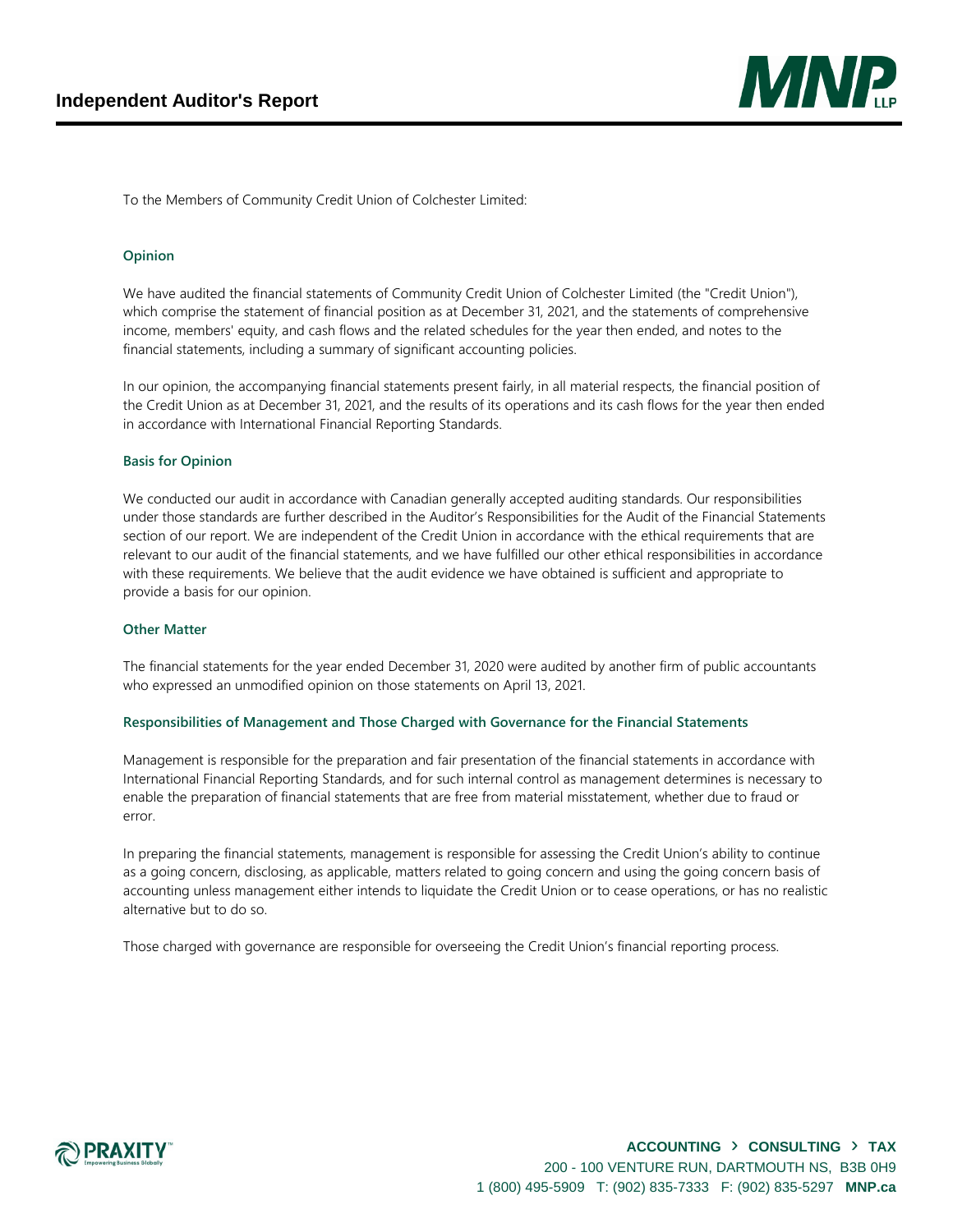# Independent Auditor's Report

To the Members of Community Credit Union of Colchester Limited:

## Opinion

We have audited the financial statements of Community Credit Union of Colchester Limited (the "Credit Union"), which comprise the statement of financial position as at December 31, 2021, and the statements of comprehensive income, members' equity, and cash flows and the related schedules for the year then ended, and notes to the financial statements, including a summary of significant accounting policies.

In our opinion, the accompanying financial statements present fairly, in all material respects, the financial position of the Credit Union as at December 31, 2021, and the results of its operations and its cash flows for the year then ended in accordance with International Financial Reporting Standards.

## Basis for Opinion

We conducted our audit in accordance with Canadian generally accepted auditing standards. Our responsibilities under those standards are further described in the Auditor's Responsibilities for the Audit of the Financial Statements section of our report. We are independent of the Credit Union in accordance with the ethical requirements that are relevant to our audit of the financial statements, and we have fulfilled our other ethical responsibilities in accordance with these requirements. We believe that the audit evidence we have obtained is sufficient and appropriate to provide a basis for our opinion.

## Other Matter

The financial statements for the year ended December 31, 2020 were audited by another firm of public accountants who expressed an unmodified opinion on those statements on April 13, 2021.

## Responsibilities of Management and Those Charged with Governance for the Financial Statements

Management is responsible for the preparation and fair presentation of the financial statements in accordance with International Financial Reporting Standards, and for such internal control as management determines is necessary to enable the preparation of financial statements that are free from material misstatement, whether due to fraud or error.

In preparing the financial statements, management is responsible for assessing the Credit Union's ability to continue as a going concern, disclosing, as applicable, matters related to going concern and using the going concern basis of accounting unless management either intends to liquidate the Credit Union or to cease operations, or has no realistic alternative but to do so.

Those charged with governance are responsible for overseeing the Credit Union's financial reporting process.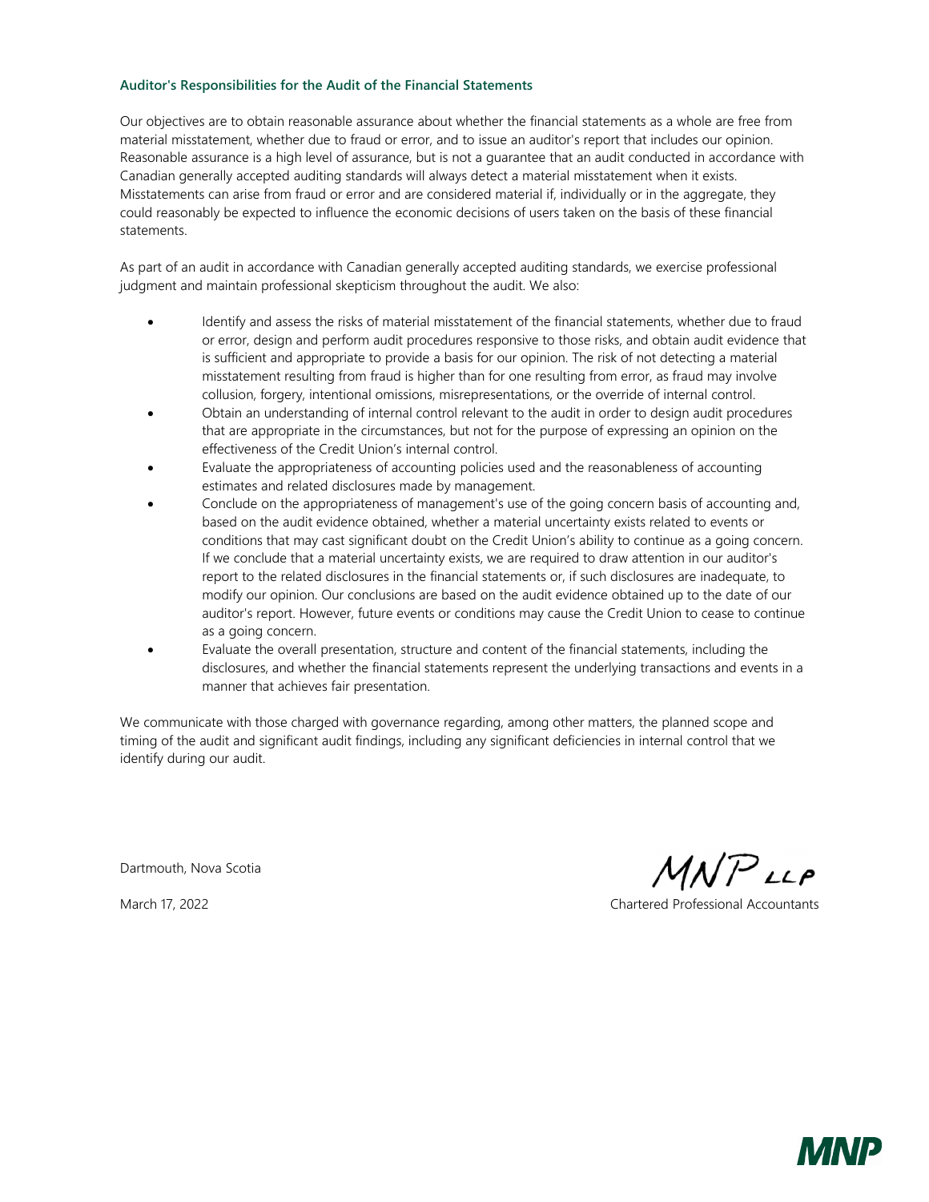### Auditor's Responsibilities for the Audit of the Financial Statements

Our objectives are to obtain reasonable assurance about whether the financial statements as a whole are free from material misstatement, whether due to fraud or error, and to issue an auditor's report that includes our opinion. Reasonable assurance is a high level of assurance, but is not a guarantee that an audit conducted in accordance with Canadian generally accepted auditing standards will always detect a material misstatement when it exists. Misstatements can arise from fraud or error and are considered material if, individually or in the aggregate, they could reasonably be expected to influence the economic decisions of users taken on the basis of these financial statements.

As part of an audit in accordance with Canadian generally accepted auditing standards, we exercise professional judgment and maintain professional skepticism throughout the audit. We also:

- Identify and assess the risks of material misstatement of the financial statements, whether due to fraud or error, design and perform audit procedures responsive to those risks, and obtain audit evidence that is sufficient and appropriate to provide a basis for our opinion. The risk of not detecting a material misstatement resulting from fraud is higher than for one resulting from error, as fraud may involve collusion, forgery, intentional omissions, misrepresentations, or the override of internal control.
- Obtain an understanding of internal control relevant to the audit in order to design audit procedures that are appropriate in the circumstances, but not for the purpose of expressing an opinion on the effectiveness of the Credit Union's internal control.
- Evaluate the appropriateness of accounting policies used and the reasonableness of accounting estimates and related disclosures made by management.
- Conclude on the appropriateness of management's use of the going concern basis of accounting and, based on the audit evidence obtained, whether a material uncertainty exists related to events or conditions that may cast significant doubt on the Credit Union's ability to continue as a going concern. If we conclude that a material uncertainty exists, we are required to draw attention in our auditor's report to the related disclosures in the financial statements or, if such disclosures are inadequate, to modify our opinion. Our conclusions are based on the audit evidence obtained up to the date of our auditor's report. However, future events or conditions may cause the Credit Union to cease to continue as a going concern.
- Evaluate the overall presentation, structure and content of the financial statements, including the disclosures, and whether the financial statements represent the underlying transactions and events in a manner that achieves fair presentation.

We communicate with those charged with governance regarding, among other matters, the planned scope and timing of the audit and significant audit findings, including any significant deficiencies in internal control that we identify during our audit.

Dartmouth, Nova Scotia

March 17, 2022

MNP LLP

Chartered Professional Accountants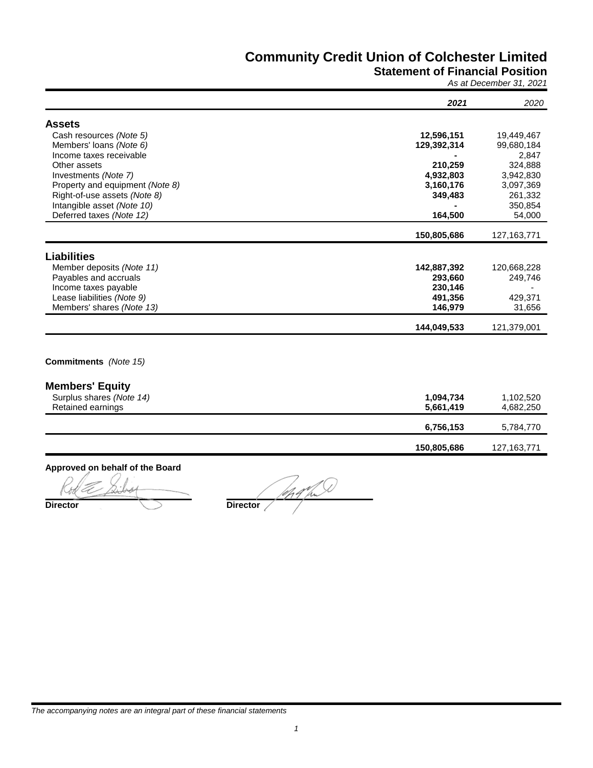# Community Credit Union of Colchester Limited

## Statement of Financial Position

*As at December 31, 2021*

| | **2021** | *2020* |
|---|---|---|
| **Assets** | | |
| Cash resources *(Note 5)* | **12,596,151** | 19,449,467 |
| Members' loans *(Note 6)* | **129,392,314** | 99,680,184 |
| Income taxes receivable | **-** | 2,847 |
| Other assets | **210,259** | 324,888 |
| Investments *(Note 7)* | **4,932,803** | 3,942,830 |
| Property and equipment *(Note 8)* | **3,160,176** | 3,097,369 |
| Right-of-use assets *(Note 8)* | **349,483** | 261,332 |
| Intangible asset *(Note 10)* | **-** | 350,854 |
| Deferred taxes *(Note 12)* | **164,500** | 54,000 |
| | **150,805,686** | 127,163,771 |
| **Liabilities** | | |
| Member deposits *(Note 11)* | **142,887,392** | 120,668,228 |
| Payables and accruals | **293,660** | 249,746 |
| Income taxes payable | **230,146** | - |
| Lease liabilities *(Note 9)* | **491,356** | 429,371 |
| Members' shares *(Note 13)* | **146,979** | 31,656 |
| | **144,049,533** | 121,379,001 |

**Commitments** *(Note 15)*

| | | |
|---|---|---|
| **Members' Equity** | | |
| Surplus shares *(Note 14)* | **1,094,734** | 1,102,520 |
| Retained earnings | **5,661,419** | 4,682,250 |
| | **6,756,153** | 5,784,770 |
| | **150,805,686** | 127,163,771 |

**Approved on behalf of the Board**

**Director** &nbsp;&nbsp;&nbsp;&nbsp;&nbsp;&nbsp;&nbsp;&nbsp; **Director**

*The accompanying notes are an integral part of these financial statements*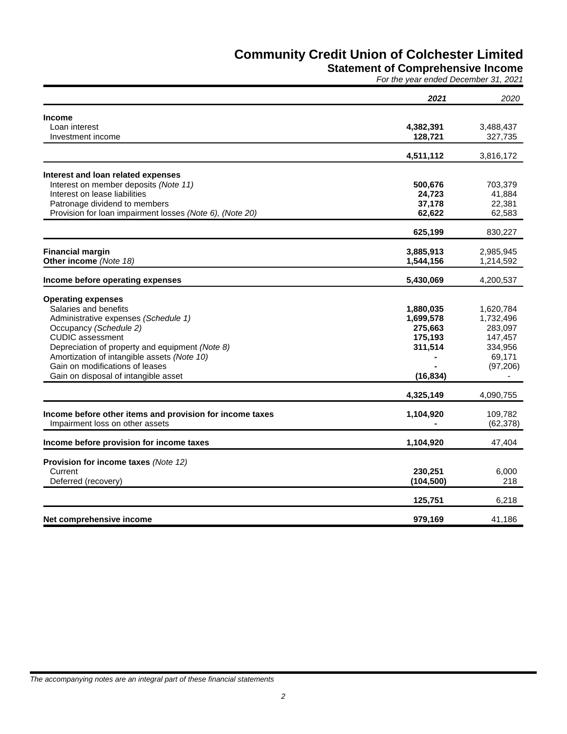# Community Credit Union of Colchester Limited

## Statement of Comprehensive Income

*For the year ended December 31, 2021*

| | **2021** | *2020* |
|---|---|---|
| **Income** | | |
| Loan interest | **4,382,391** | 3,488,437 |
| Investment income | **128,721** | 327,735 |
| | **4,511,112** | 3,816,172 |
| **Interest and loan related expenses** | | |
| Interest on member deposits *(Note 11)* | **500,676** | 703,379 |
| Interest on lease liabilities | **24,723** | 41,884 |
| Patronage dividend to members | **37,178** | 22,381 |
| Provision for loan impairment losses *(Note 6), (Note 20)* | **62,622** | 62,583 |
| | **625,199** | 830,227 |
| **Financial margin** | **3,885,913** | 2,985,945 |
| **Other income** *(Note 18)* | **1,544,156** | 1,214,592 |
| **Income before operating expenses** | **5,430,069** | 4,200,537 |
| **Operating expenses** | | |
| Salaries and benefits | **1,880,035** | 1,620,784 |
| Administrative expenses *(Schedule 1)* | **1,699,578** | 1,732,496 |
| Occupancy *(Schedule 2)* | **275,663** | 283,097 |
| CUDIC assessment | **175,193** | 147,457 |
| Depreciation of property and equipment *(Note 8)* | **311,514** | 334,956 |
| Amortization of intangible assets *(Note 10)* | **-** | 69,171 |
| Gain on modifications of leases | **-** | (97,206) |
| Gain on disposal of intangible asset | **(16,834)** | - |
| | **4,325,149** | 4,090,755 |
| **Income before other items and provision for income taxes** | **1,104,920** | 109,782 |
| Impairment loss on other assets | **-** | (62,378) |
| **Income before provision for income taxes** | **1,104,920** | 47,404 |
| **Provision for income taxes** *(Note 12)* | | |
| Current | **230,251** | 6,000 |
| Deferred (recovery) | **(104,500)** | 218 |
| | **125,751** | 6,218 |
| **Net comprehensive income** | **979,169** | 41,186 |

*The accompanying notes are an integral part of these financial statements*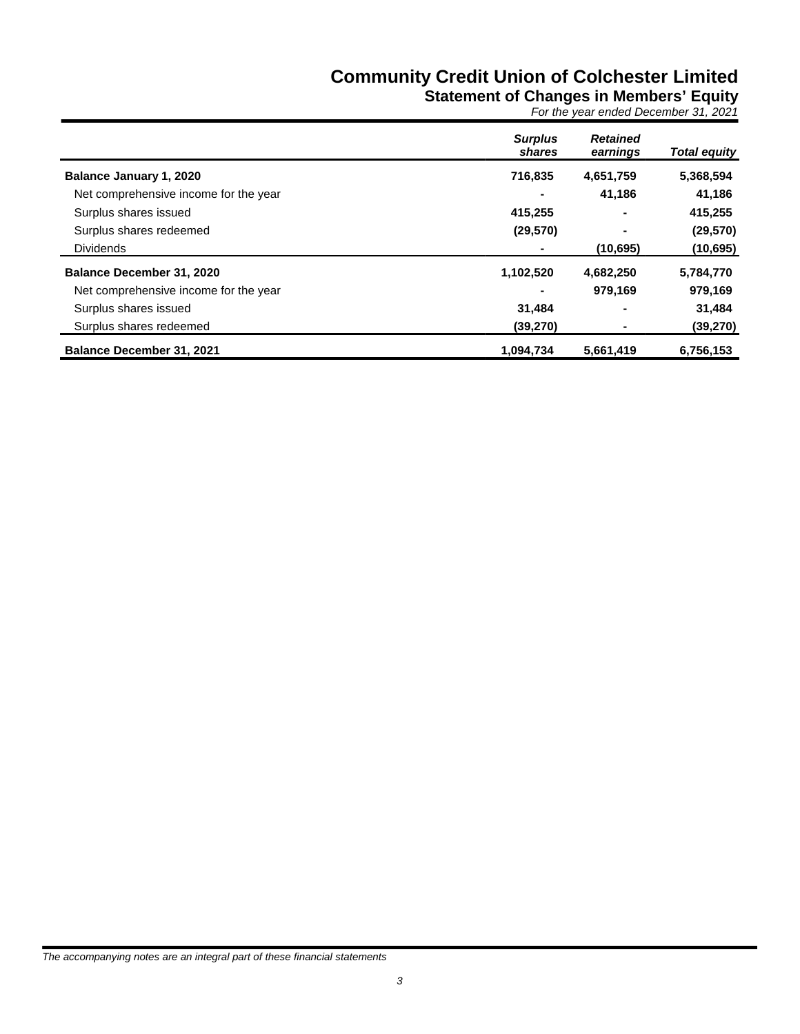# Community Credit Union of Colchester Limited

## Statement of Changes in Members' Equity

*For the year ended December 31, 2021*

| | *Surplus shares* | *Retained earnings* | *Total equity* |
|---|---|---|---|
| **Balance January 1, 2020** | **716,835** | **4,651,759** | **5,368,594** |
| Net comprehensive income for the year | **-** | **41,186** | **41,186** |
| Surplus shares issued | **415,255** | **-** | **415,255** |
| Surplus shares redeemed | **(29,570)** | **-** | **(29,570)** |
| Dividends | **-** | **(10,695)** | **(10,695)** |
| **Balance December 31, 2020** | **1,102,520** | **4,682,250** | **5,784,770** |
| Net comprehensive income for the year | **-** | **979,169** | **979,169** |
| Surplus shares issued | **31,484** | **-** | **31,484** |
| Surplus shares redeemed | **(39,270)** | **-** | **(39,270)** |
| **Balance December 31, 2021** | **1,094,734** | **5,661,419** | **6,756,153** |

*The accompanying notes are an integral part of these financial statements*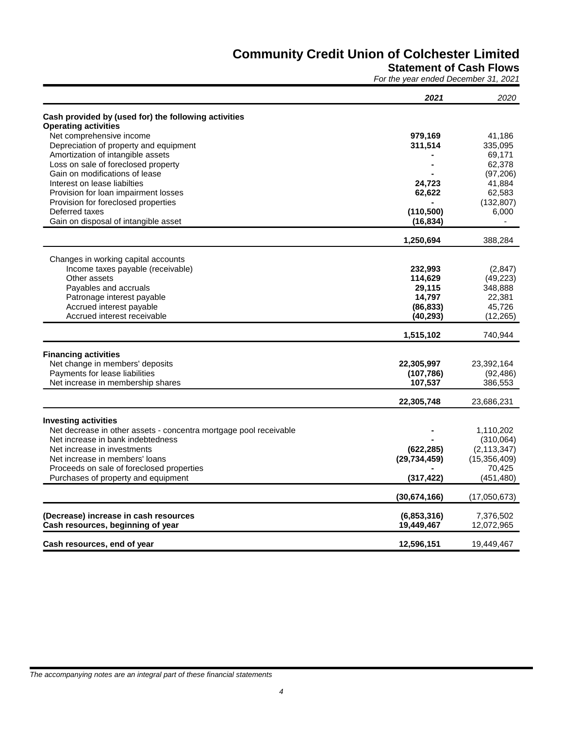# Community Credit Union of Colchester Limited

## Statement of Cash Flows

*For the year ended December 31, 2021*

| | **2021** | 2020 |
|---|---|---|
| **Cash provided by (used for) the following activities** | | |
| **Operating activities** | | |
| Net comprehensive income | **979,169** | 41,186 |
| Depreciation of property and equipment | **311,514** | 335,095 |
| Amortization of intangible assets | **-** | 69,171 |
| Loss on sale of foreclosed property | **-** | 62,378 |
| Gain on modifications of lease | **-** | (97,206) |
| Interest on lease liabilties | **24,723** | 41,884 |
| Provision for loan impairment losses | **62,622** | 62,583 |
| Provision for foreclosed properties | **-** | (132,807) |
| Deferred taxes | **(110,500)** | 6,000 |
| Gain on disposal of intangible asset | **(16,834)** | - |
| | **1,250,694** | 388,284 |
| Changes in working capital accounts | | |
| Income taxes payable (receivable) | **232,993** | (2,847) |
| Other assets | **114,629** | (49,223) |
| Payables and accruals | **29,115** | 348,888 |
| Patronage interest payable | **14,797** | 22,381 |
| Accrued interest payable | **(86,833)** | 45,726 |
| Accrued interest receivable | **(40,293)** | (12,265) |
| | **1,515,102** | 740,944 |
| **Financing activities** | | |
| Net change in members' deposits | **22,305,997** | 23,392,164 |
| Payments for lease liabilities | **(107,786)** | (92,486) |
| Net increase in membership shares | **107,537** | 386,553 |
| | **22,305,748** | 23,686,231 |
| **Investing activities** | | |
| Net decrease in other assets - concentra mortgage pool receivable | **-** | 1,110,202 |
| Net increase in bank indebtedness | **-** | (310,064) |
| Net increase in investments | **(622,285)** | (2,113,347) |
| Net increase in members' loans | **(29,734,459)** | (15,356,409) |
| Proceeds on sale of foreclosed properties | **-** | 70,425 |
| Purchases of property and equipment | **(317,422)** | (451,480) |
| | **(30,674,166)** | (17,050,673) |
| **(Decrease) increase in cash resources** | **(6,853,316)** | 7,376,502 |
| **Cash resources, beginning of year** | **19,449,467** | 12,072,965 |
| **Cash resources, end of year** | **12,596,151** | 19,449,467 |

*The accompanying notes are an integral part of these financial statements*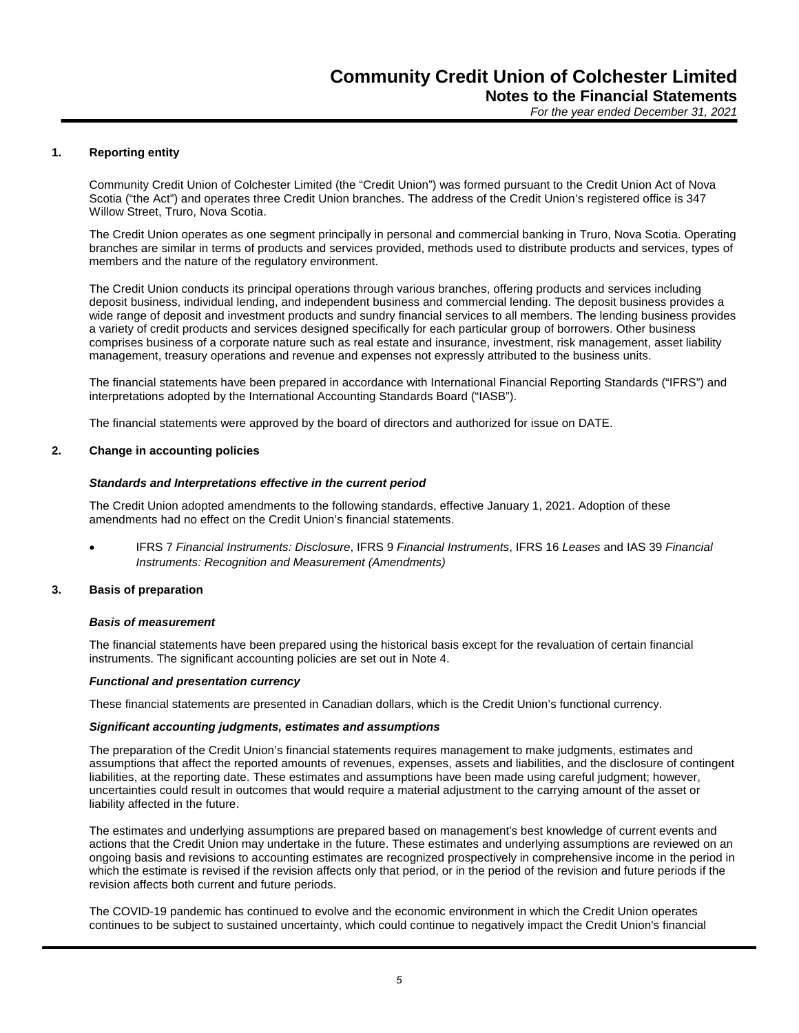# Community Credit Union of Colchester Limited
## Notes to the Financial Statements
*For the year ended December 31, 2021*

### 1. Reporting entity

Community Credit Union of Colchester Limited (the "Credit Union") was formed pursuant to the Credit Union Act of Nova Scotia ("the Act") and operates three Credit Union branches. The address of the Credit Union's registered office is 347 Willow Street, Truro, Nova Scotia.

The Credit Union operates as one segment principally in personal and commercial banking in Truro, Nova Scotia. Operating branches are similar in terms of products and services provided, methods used to distribute products and services, types of members and the nature of the regulatory environment.

The Credit Union conducts its principal operations through various branches, offering products and services including deposit business, individual lending, and independent business and commercial lending. The deposit business provides a wide range of deposit and investment products and sundry financial services to all members. The lending business provides a variety of credit products and services designed specifically for each particular group of borrowers. Other business comprises business of a corporate nature such as real estate and insurance, investment, risk management, asset liability management, treasury operations and revenue and expenses not expressly attributed to the business units.

The financial statements have been prepared in accordance with International Financial Reporting Standards ("IFRS") and interpretations adopted by the International Accounting Standards Board ("IASB").

The financial statements were approved by the board of directors and authorized for issue on DATE.

### 2. Change in accounting policies

***Standards and Interpretations effective in the current period***

The Credit Union adopted amendments to the following standards, effective January 1, 2021. Adoption of these amendments had no effect on the Credit Union's financial statements.

- IFRS 7 *Financial Instruments: Disclosure*, IFRS 9 *Financial Instruments*, IFRS 16 *Leases* and IAS 39 *Financial Instruments: Recognition and Measurement (Amendments)*

### 3. Basis of preparation

***Basis of measurement***

The financial statements have been prepared using the historical basis except for the revaluation of certain financial instruments. The significant accounting policies are set out in Note 4.

***Functional and presentation currency***

These financial statements are presented in Canadian dollars, which is the Credit Union's functional currency.

***Significant accounting judgments, estimates and assumptions***

The preparation of the Credit Union's financial statements requires management to make judgments, estimates and assumptions that affect the reported amounts of revenues, expenses, assets and liabilities, and the disclosure of contingent liabilities, at the reporting date. These estimates and assumptions have been made using careful judgment; however, uncertainties could result in outcomes that would require a material adjustment to the carrying amount of the asset or liability affected in the future.

The estimates and underlying assumptions are prepared based on management's best knowledge of current events and actions that the Credit Union may undertake in the future. These estimates and underlying assumptions are reviewed on an ongoing basis and revisions to accounting estimates are recognized prospectively in comprehensive income in the period in which the estimate is revised if the revision affects only that period, or in the period of the revision and future periods if the revision affects both current and future periods.

The COVID-19 pandemic has continued to evolve and the economic environment in which the Credit Union operates continues to be subject to sustained uncertainty, which could continue to negatively impact the Credit Union's financial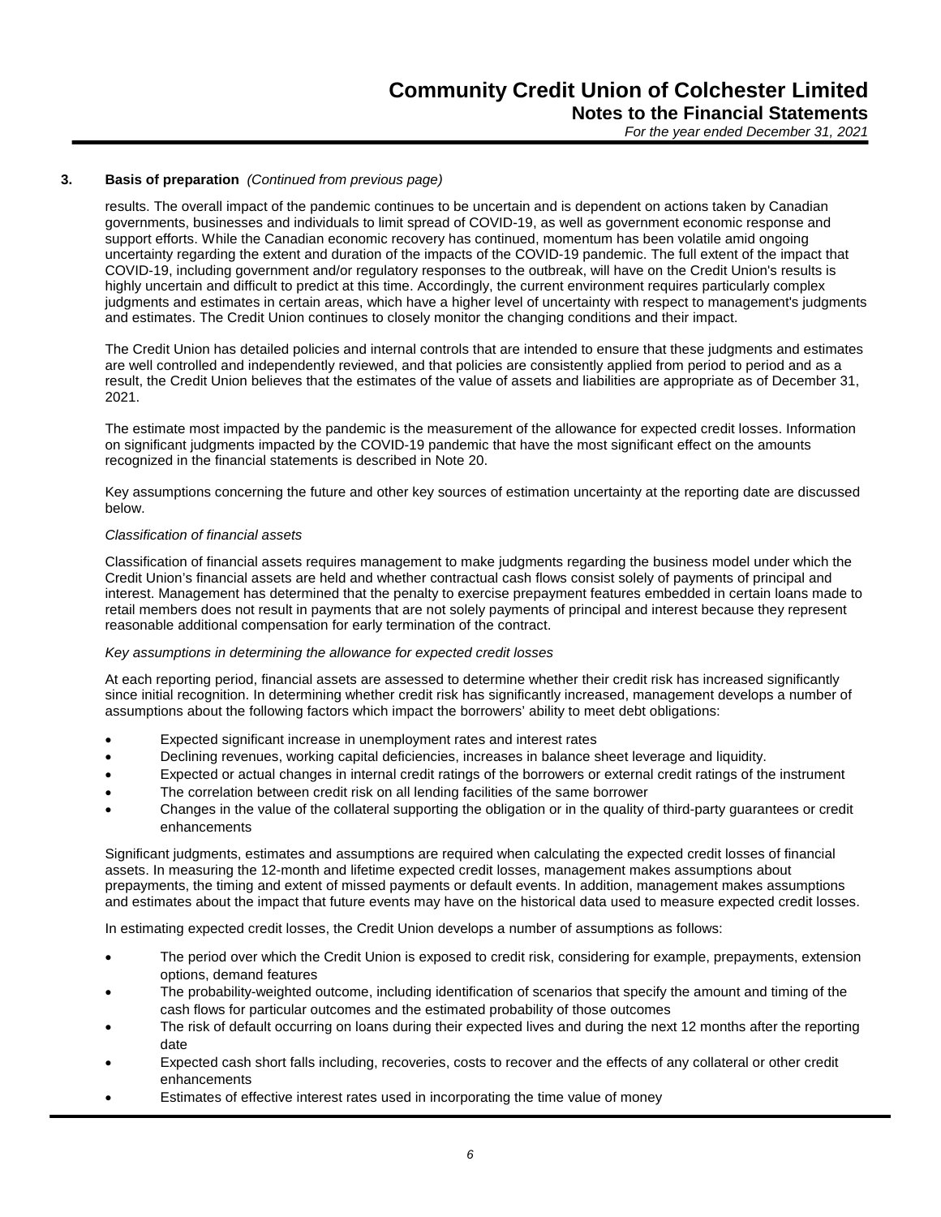### 3. Basis of preparation *(Continued from previous page)*

results. The overall impact of the pandemic continues to be uncertain and is dependent on actions taken by Canadian governments, businesses and individuals to limit spread of COVID-19, as well as government economic response and support efforts. While the Canadian economic recovery has continued, momentum has been volatile amid ongoing uncertainty regarding the extent and duration of the impacts of the COVID-19 pandemic. The full extent of the impact that COVID-19, including government and/or regulatory responses to the outbreak, will have on the Credit Union's results is highly uncertain and difficult to predict at this time. Accordingly, the current environment requires particularly complex judgments and estimates in certain areas, which have a higher level of uncertainty with respect to management's judgments and estimates. The Credit Union continues to closely monitor the changing conditions and their impact.

The Credit Union has detailed policies and internal controls that are intended to ensure that these judgments and estimates are well controlled and independently reviewed, and that policies are consistently applied from period to period and as a result, the Credit Union believes that the estimates of the value of assets and liabilities are appropriate as of December 31, 2021.

The estimate most impacted by the pandemic is the measurement of the allowance for expected credit losses. Information on significant judgments impacted by the COVID-19 pandemic that have the most significant effect on the amounts recognized in the financial statements is described in Note 20.

Key assumptions concerning the future and other key sources of estimation uncertainty at the reporting date are discussed below.

*Classification of financial assets*

Classification of financial assets requires management to make judgments regarding the business model under which the Credit Union's financial assets are held and whether contractual cash flows consist solely of payments of principal and interest. Management has determined that the penalty to exercise prepayment features embedded in certain loans made to retail members does not result in payments that are not solely payments of principal and interest because they represent reasonable additional compensation for early termination of the contract.

*Key assumptions in determining the allowance for expected credit losses*

At each reporting period, financial assets are assessed to determine whether their credit risk has increased significantly since initial recognition. In determining whether credit risk has significantly increased, management develops a number of assumptions about the following factors which impact the borrowers' ability to meet debt obligations:

- Expected significant increase in unemployment rates and interest rates
- Declining revenues, working capital deficiencies, increases in balance sheet leverage and liquidity.
- Expected or actual changes in internal credit ratings of the borrowers or external credit ratings of the instrument
- The correlation between credit risk on all lending facilities of the same borrower
- Changes in the value of the collateral supporting the obligation or in the quality of third-party guarantees or credit enhancements

Significant judgments, estimates and assumptions are required when calculating the expected credit losses of financial assets. In measuring the 12-month and lifetime expected credit losses, management makes assumptions about prepayments, the timing and extent of missed payments or default events. In addition, management makes assumptions and estimates about the impact that future events may have on the historical data used to measure expected credit losses.

In estimating expected credit losses, the Credit Union develops a number of assumptions as follows:

- The period over which the Credit Union is exposed to credit risk, considering for example, prepayments, extension options, demand features
- The probability-weighted outcome, including identification of scenarios that specify the amount and timing of the cash flows for particular outcomes and the estimated probability of those outcomes
- The risk of default occurring on loans during their expected lives and during the next 12 months after the reporting date
- Expected cash short falls including, recoveries, costs to recover and the effects of any collateral or other credit enhancements
- Estimates of effective interest rates used in incorporating the time value of money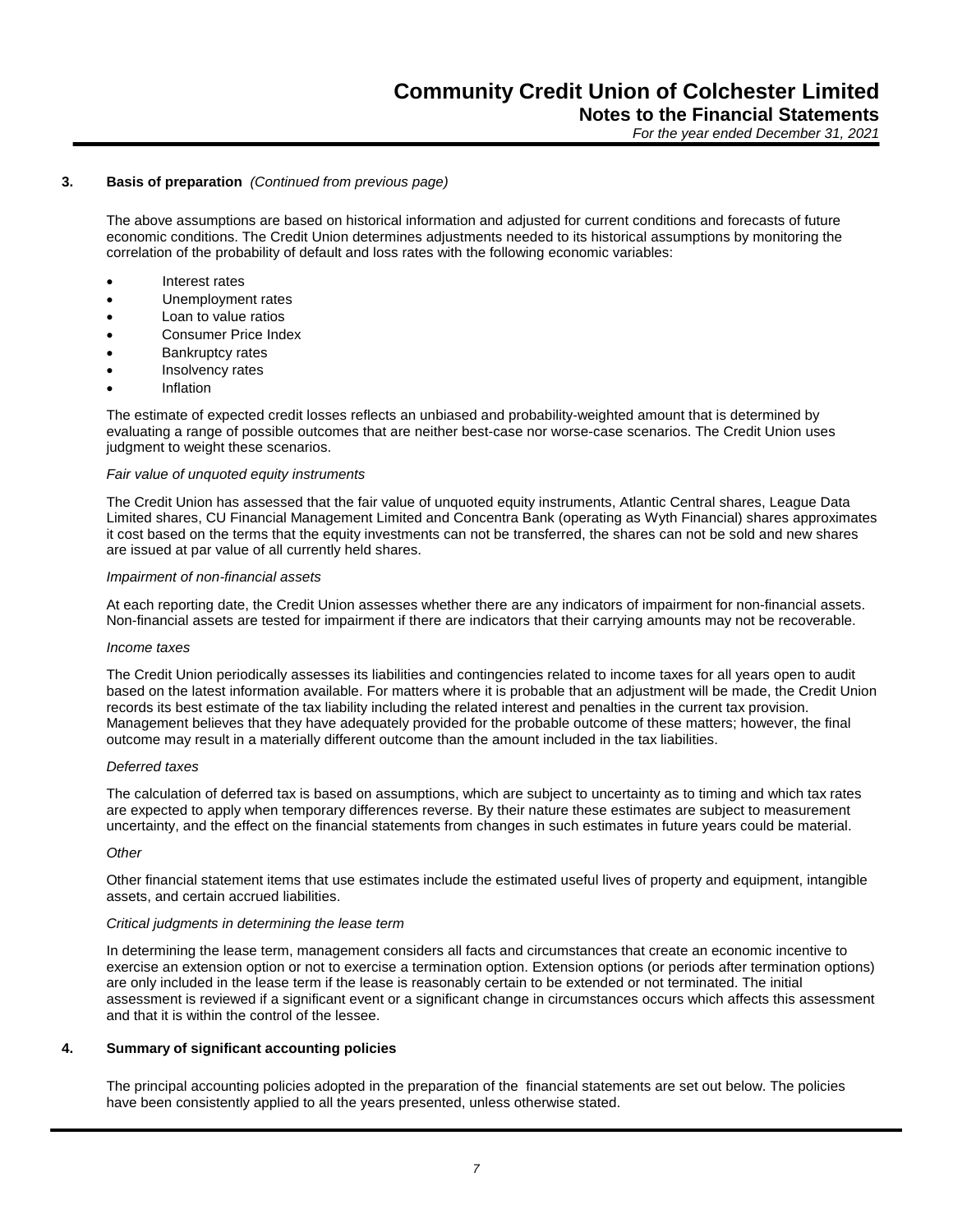## 3. Basis of preparation *(Continued from previous page)*

The above assumptions are based on historical information and adjusted for current conditions and forecasts of future economic conditions. The Credit Union determines adjustments needed to its historical assumptions by monitoring the correlation of the probability of default and loss rates with the following economic variables:

- Interest rates
- Unemployment rates
- Loan to value ratios
- Consumer Price Index
- Bankruptcy rates
- Insolvency rates
- Inflation

The estimate of expected credit losses reflects an unbiased and probability-weighted amount that is determined by evaluating a range of possible outcomes that are neither best-case nor worse-case scenarios. The Credit Union uses judgment to weight these scenarios.

*Fair value of unquoted equity instruments*

The Credit Union has assessed that the fair value of unquoted equity instruments, Atlantic Central shares, League Data Limited shares, CU Financial Management Limited and Concentra Bank (operating as Wyth Financial) shares approximates it cost based on the terms that the equity investments can not be transferred, the shares can not be sold and new shares are issued at par value of all currently held shares.

*Impairment of non-financial assets*

At each reporting date, the Credit Union assesses whether there are any indicators of impairment for non-financial assets. Non-financial assets are tested for impairment if there are indicators that their carrying amounts may not be recoverable.

*Income taxes*

The Credit Union periodically assesses its liabilities and contingencies related to income taxes for all years open to audit based on the latest information available. For matters where it is probable that an adjustment will be made, the Credit Union records its best estimate of the tax liability including the related interest and penalties in the current tax provision. Management believes that they have adequately provided for the probable outcome of these matters; however, the final outcome may result in a materially different outcome than the amount included in the tax liabilities.

*Deferred taxes*

The calculation of deferred tax is based on assumptions, which are subject to uncertainty as to timing and which tax rates are expected to apply when temporary differences reverse. By their nature these estimates are subject to measurement uncertainty, and the effect on the financial statements from changes in such estimates in future years could be material.

*Other*

Other financial statement items that use estimates include the estimated useful lives of property and equipment, intangible assets, and certain accrued liabilities.

*Critical judgments in determining the lease term*

In determining the lease term, management considers all facts and circumstances that create an economic incentive to exercise an extension option or not to exercise a termination option. Extension options (or periods after termination options) are only included in the lease term if the lease is reasonably certain to be extended or not terminated. The initial assessment is reviewed if a significant event or a significant change in circumstances occurs which affects this assessment and that it is within the control of the lessee.

## 4. Summary of significant accounting policies

The principal accounting policies adopted in the preparation of the financial statements are set out below. The policies have been consistently applied to all the years presented, unless otherwise stated.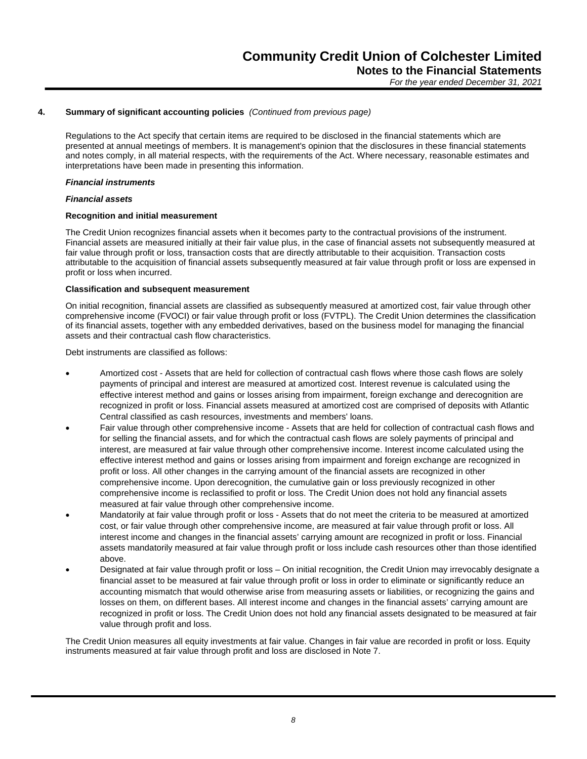## 4. Summary of significant accounting policies *(Continued from previous page)*

Regulations to the Act specify that certain items are required to be disclosed in the financial statements which are presented at annual meetings of members. It is management's opinion that the disclosures in these financial statements and notes comply, in all material respects, with the requirements of the Act. Where necessary, reasonable estimates and interpretations have been made in presenting this information.

***Financial instruments***

***Financial assets***

**Recognition and initial measurement**

The Credit Union recognizes financial assets when it becomes party to the contractual provisions of the instrument. Financial assets are measured initially at their fair value plus, in the case of financial assets not subsequently measured at fair value through profit or loss, transaction costs that are directly attributable to their acquisition. Transaction costs attributable to the acquisition of financial assets subsequently measured at fair value through profit or loss are expensed in profit or loss when incurred.

**Classification and subsequent measurement**

On initial recognition, financial assets are classified as subsequently measured at amortized cost, fair value through other comprehensive income (FVOCI) or fair value through profit or loss (FVTPL). The Credit Union determines the classification of its financial assets, together with any embedded derivatives, based on the business model for managing the financial assets and their contractual cash flow characteristics.

Debt instruments are classified as follows:

- Amortized cost - Assets that are held for collection of contractual cash flows where those cash flows are solely payments of principal and interest are measured at amortized cost. Interest revenue is calculated using the effective interest method and gains or losses arising from impairment, foreign exchange and derecognition are recognized in profit or loss. Financial assets measured at amortized cost are comprised of deposits with Atlantic Central classified as cash resources, investments and members' loans.
- Fair value through other comprehensive income - Assets that are held for collection of contractual cash flows and for selling the financial assets, and for which the contractual cash flows are solely payments of principal and interest, are measured at fair value through other comprehensive income. Interest income calculated using the effective interest method and gains or losses arising from impairment and foreign exchange are recognized in profit or loss. All other changes in the carrying amount of the financial assets are recognized in other comprehensive income. Upon derecognition, the cumulative gain or loss previously recognized in other comprehensive income is reclassified to profit or loss. The Credit Union does not hold any financial assets measured at fair value through other comprehensive income.
- Mandatorily at fair value through profit or loss - Assets that do not meet the criteria to be measured at amortized cost, or fair value through other comprehensive income, are measured at fair value through profit or loss. All interest income and changes in the financial assets' carrying amount are recognized in profit or loss. Financial assets mandatorily measured at fair value through profit or loss include cash resources other than those identified above.
- Designated at fair value through profit or loss – On initial recognition, the Credit Union may irrevocably designate a financial asset to be measured at fair value through profit or loss in order to eliminate or significantly reduce an accounting mismatch that would otherwise arise from measuring assets or liabilities, or recognizing the gains and losses on them, on different bases. All interest income and changes in the financial assets' carrying amount are recognized in profit or loss. The Credit Union does not hold any financial assets designated to be measured at fair value through profit and loss.

The Credit Union measures all equity investments at fair value. Changes in fair value are recorded in profit or loss. Equity instruments measured at fair value through profit and loss are disclosed in Note 7.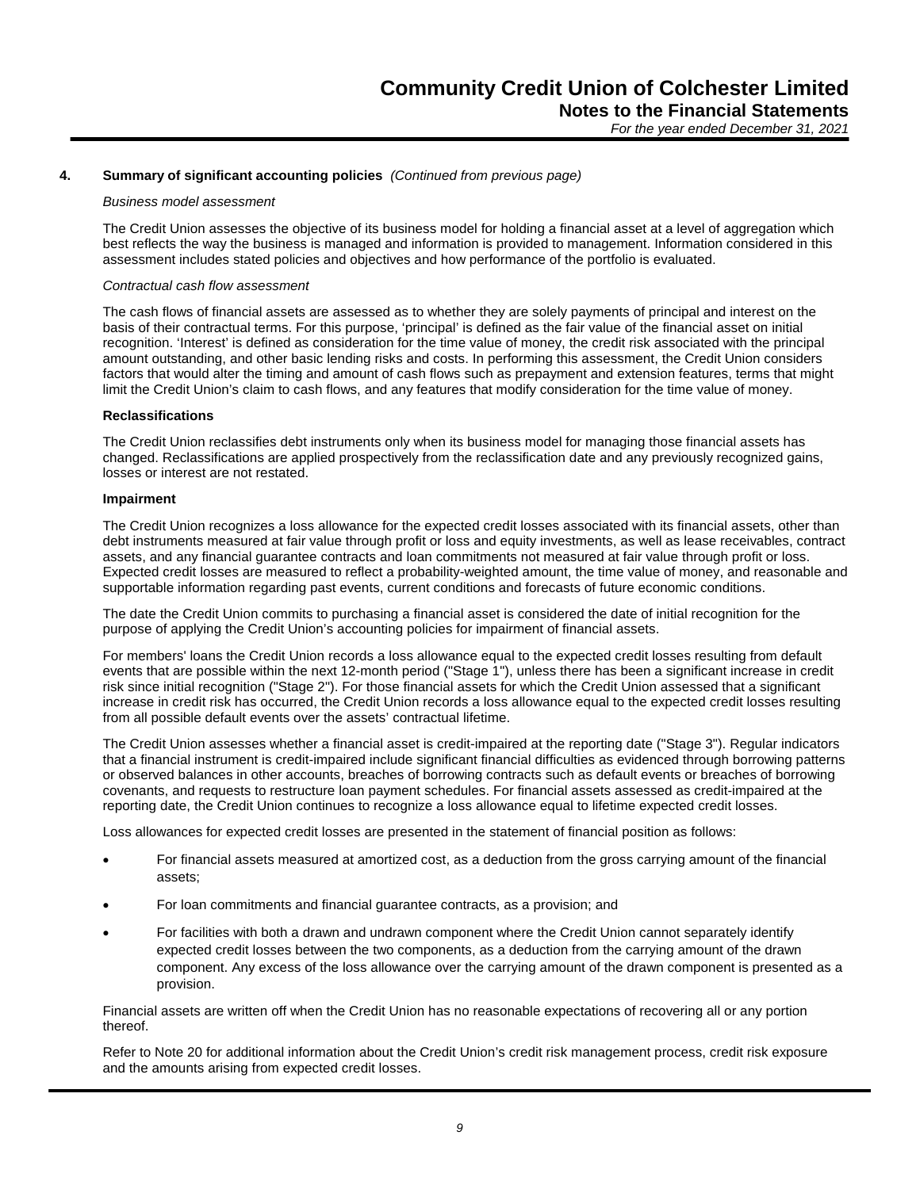## 4. Summary of significant accounting policies *(Continued from previous page)*

*Business model assessment*

The Credit Union assesses the objective of its business model for holding a financial asset at a level of aggregation which best reflects the way the business is managed and information is provided to management. Information considered in this assessment includes stated policies and objectives and how performance of the portfolio is evaluated.

*Contractual cash flow assessment*

The cash flows of financial assets are assessed as to whether they are solely payments of principal and interest on the basis of their contractual terms. For this purpose, 'principal' is defined as the fair value of the financial asset on initial recognition. 'Interest' is defined as consideration for the time value of money, the credit risk associated with the principal amount outstanding, and other basic lending risks and costs. In performing this assessment, the Credit Union considers factors that would alter the timing and amount of cash flows such as prepayment and extension features, terms that might limit the Credit Union's claim to cash flows, and any features that modify consideration for the time value of money.

**Reclassifications**

The Credit Union reclassifies debt instruments only when its business model for managing those financial assets has changed. Reclassifications are applied prospectively from the reclassification date and any previously recognized gains, losses or interest are not restated.

**Impairment**

The Credit Union recognizes a loss allowance for the expected credit losses associated with its financial assets, other than debt instruments measured at fair value through profit or loss and equity investments, as well as lease receivables, contract assets, and any financial guarantee contracts and loan commitments not measured at fair value through profit or loss. Expected credit losses are measured to reflect a probability-weighted amount, the time value of money, and reasonable and supportable information regarding past events, current conditions and forecasts of future economic conditions.

The date the Credit Union commits to purchasing a financial asset is considered the date of initial recognition for the purpose of applying the Credit Union's accounting policies for impairment of financial assets.

For members' loans the Credit Union records a loss allowance equal to the expected credit losses resulting from default events that are possible within the next 12-month period ("Stage 1"), unless there has been a significant increase in credit risk since initial recognition ("Stage 2"). For those financial assets for which the Credit Union assessed that a significant increase in credit risk has occurred, the Credit Union records a loss allowance equal to the expected credit losses resulting from all possible default events over the assets' contractual lifetime.

The Credit Union assesses whether a financial asset is credit-impaired at the reporting date ("Stage 3"). Regular indicators that a financial instrument is credit-impaired include significant financial difficulties as evidenced through borrowing patterns or observed balances in other accounts, breaches of borrowing contracts such as default events or breaches of borrowing covenants, and requests to restructure loan payment schedules. For financial assets assessed as credit-impaired at the reporting date, the Credit Union continues to recognize a loss allowance equal to lifetime expected credit losses.

Loss allowances for expected credit losses are presented in the statement of financial position as follows:

- For financial assets measured at amortized cost, as a deduction from the gross carrying amount of the financial assets;
- For loan commitments and financial guarantee contracts, as a provision; and
- For facilities with both a drawn and undrawn component where the Credit Union cannot separately identify expected credit losses between the two components, as a deduction from the carrying amount of the drawn component. Any excess of the loss allowance over the carrying amount of the drawn component is presented as a provision.

Financial assets are written off when the Credit Union has no reasonable expectations of recovering all or any portion thereof.

Refer to Note 20 for additional information about the Credit Union's credit risk management process, credit risk exposure and the amounts arising from expected credit losses.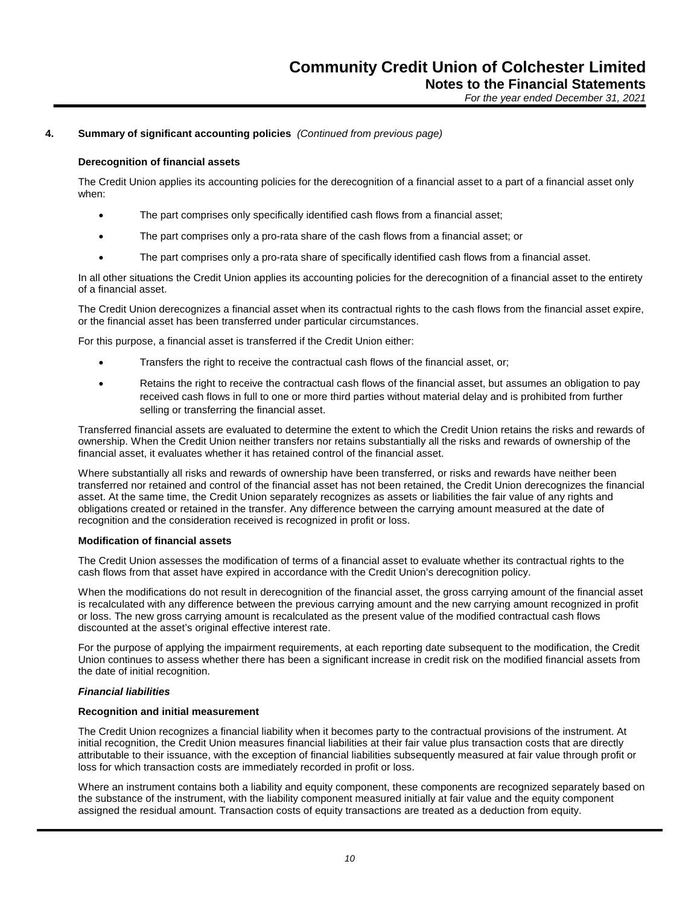## 4. Summary of significant accounting policies *(Continued from previous page)*

### Derecognition of financial assets

The Credit Union applies its accounting policies for the derecognition of a financial asset to a part of a financial asset only when:

- The part comprises only specifically identified cash flows from a financial asset;
- The part comprises only a pro-rata share of the cash flows from a financial asset; or
- The part comprises only a pro-rata share of specifically identified cash flows from a financial asset.

In all other situations the Credit Union applies its accounting policies for the derecognition of a financial asset to the entirety of a financial asset.

The Credit Union derecognizes a financial asset when its contractual rights to the cash flows from the financial asset expire, or the financial asset has been transferred under particular circumstances.

For this purpose, a financial asset is transferred if the Credit Union either:

- Transfers the right to receive the contractual cash flows of the financial asset, or;
- Retains the right to receive the contractual cash flows of the financial asset, but assumes an obligation to pay received cash flows in full to one or more third parties without material delay and is prohibited from further selling or transferring the financial asset.

Transferred financial assets are evaluated to determine the extent to which the Credit Union retains the risks and rewards of ownership. When the Credit Union neither transfers nor retains substantially all the risks and rewards of ownership of the financial asset, it evaluates whether it has retained control of the financial asset.

Where substantially all risks and rewards of ownership have been transferred, or risks and rewards have neither been transferred nor retained and control of the financial asset has not been retained, the Credit Union derecognizes the financial asset. At the same time, the Credit Union separately recognizes as assets or liabilities the fair value of any rights and obligations created or retained in the transfer. Any difference between the carrying amount measured at the date of recognition and the consideration received is recognized in profit or loss.

### Modification of financial assets

The Credit Union assesses the modification of terms of a financial asset to evaluate whether its contractual rights to the cash flows from that asset have expired in accordance with the Credit Union's derecognition policy.

When the modifications do not result in derecognition of the financial asset, the gross carrying amount of the financial asset is recalculated with any difference between the previous carrying amount and the new carrying amount recognized in profit or loss. The new gross carrying amount is recalculated as the present value of the modified contractual cash flows discounted at the asset's original effective interest rate.

For the purpose of applying the impairment requirements, at each reporting date subsequent to the modification, the Credit Union continues to assess whether there has been a significant increase in credit risk on the modified financial assets from the date of initial recognition.

### *Financial liabilities*

### Recognition and initial measurement

The Credit Union recognizes a financial liability when it becomes party to the contractual provisions of the instrument. At initial recognition, the Credit Union measures financial liabilities at their fair value plus transaction costs that are directly attributable to their issuance, with the exception of financial liabilities subsequently measured at fair value through profit or loss for which transaction costs are immediately recorded in profit or loss.

Where an instrument contains both a liability and equity component, these components are recognized separately based on the substance of the instrument, with the liability component measured initially at fair value and the equity component assigned the residual amount. Transaction costs of equity transactions are treated as a deduction from equity.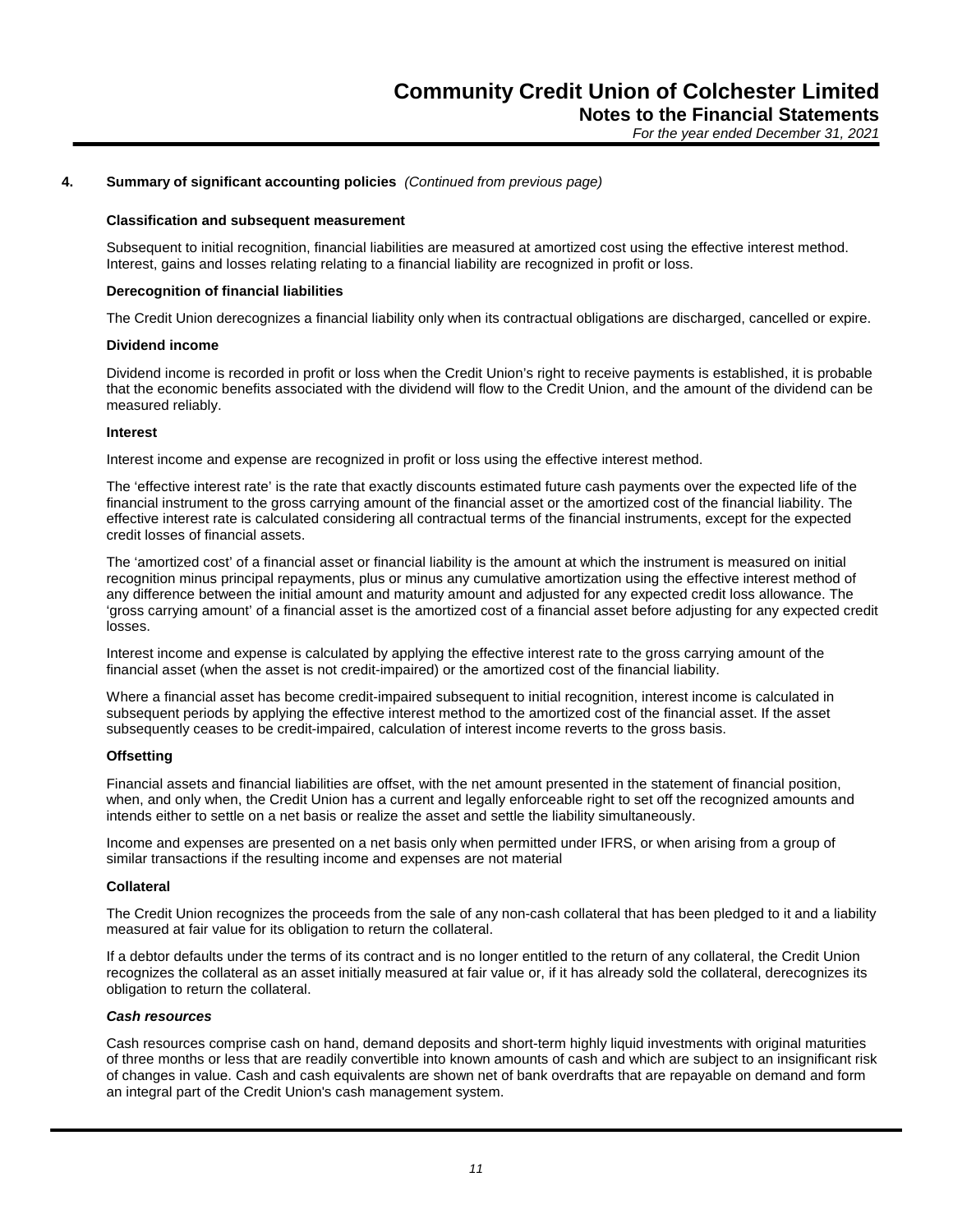## 4. Summary of significant accounting policies *(Continued from previous page)*

**Classification and subsequent measurement**

Subsequent to initial recognition, financial liabilities are measured at amortized cost using the effective interest method. Interest, gains and losses relating relating to a financial liability are recognized in profit or loss.

**Derecognition of financial liabilities**

The Credit Union derecognizes a financial liability only when its contractual obligations are discharged, cancelled or expire.

**Dividend income**

Dividend income is recorded in profit or loss when the Credit Union's right to receive payments is established, it is probable that the economic benefits associated with the dividend will flow to the Credit Union, and the amount of the dividend can be measured reliably.

**Interest**

Interest income and expense are recognized in profit or loss using the effective interest method.

The 'effective interest rate' is the rate that exactly discounts estimated future cash payments over the expected life of the financial instrument to the gross carrying amount of the financial asset or the amortized cost of the financial liability. The effective interest rate is calculated considering all contractual terms of the financial instruments, except for the expected credit losses of financial assets.

The 'amortized cost' of a financial asset or financial liability is the amount at which the instrument is measured on initial recognition minus principal repayments, plus or minus any cumulative amortization using the effective interest method of any difference between the initial amount and maturity amount and adjusted for any expected credit loss allowance. The 'gross carrying amount' of a financial asset is the amortized cost of a financial asset before adjusting for any expected credit losses.

Interest income and expense is calculated by applying the effective interest rate to the gross carrying amount of the financial asset (when the asset is not credit-impaired) or the amortized cost of the financial liability.

Where a financial asset has become credit-impaired subsequent to initial recognition, interest income is calculated in subsequent periods by applying the effective interest method to the amortized cost of the financial asset. If the asset subsequently ceases to be credit-impaired, calculation of interest income reverts to the gross basis.

**Offsetting**

Financial assets and financial liabilities are offset, with the net amount presented in the statement of financial position, when, and only when, the Credit Union has a current and legally enforceable right to set off the recognized amounts and intends either to settle on a net basis or realize the asset and settle the liability simultaneously.

Income and expenses are presented on a net basis only when permitted under IFRS, or when arising from a group of similar transactions if the resulting income and expenses are not material

**Collateral**

The Credit Union recognizes the proceeds from the sale of any non-cash collateral that has been pledged to it and a liability measured at fair value for its obligation to return the collateral.

If a debtor defaults under the terms of its contract and is no longer entitled to the return of any collateral, the Credit Union recognizes the collateral as an asset initially measured at fair value or, if it has already sold the collateral, derecognizes its obligation to return the collateral.

***Cash resources***

Cash resources comprise cash on hand, demand deposits and short-term highly liquid investments with original maturities of three months or less that are readily convertible into known amounts of cash and which are subject to an insignificant risk of changes in value. Cash and cash equivalents are shown net of bank overdrafts that are repayable on demand and form an integral part of the Credit Union's cash management system.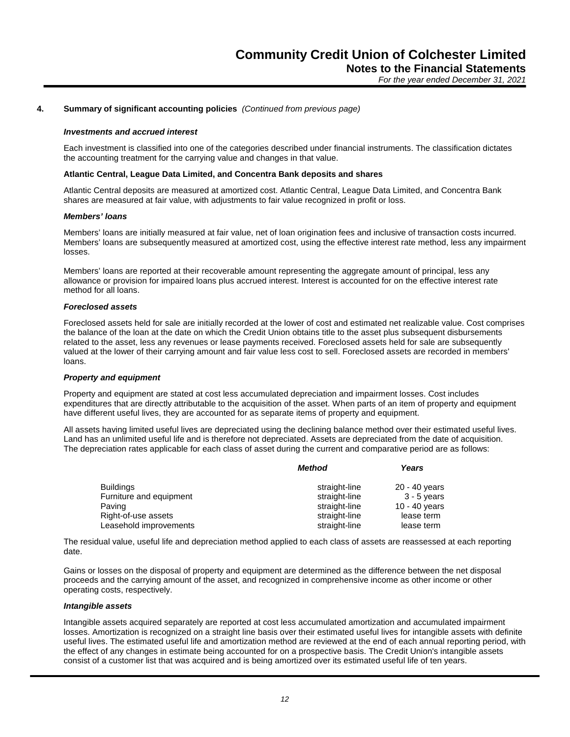## 4. Summary of significant accounting policies *(Continued from previous page)*

### *Investments and accrued interest*

Each investment is classified into one of the categories described under financial instruments. The classification dictates the accounting treatment for the carrying value and changes in that value.

**Atlantic Central, League Data Limited, and Concentra Bank deposits and shares**

Atlantic Central deposits are measured at amortized cost. Atlantic Central, League Data Limited, and Concentra Bank shares are measured at fair value, with adjustments to fair value recognized in profit or loss.

### *Members' loans*

Members' loans are initially measured at fair value, net of loan origination fees and inclusive of transaction costs incurred. Members' loans are subsequently measured at amortized cost, using the effective interest rate method, less any impairment losses.

Members' loans are reported at their recoverable amount representing the aggregate amount of principal, less any allowance or provision for impaired loans plus accrued interest. Interest is accounted for on the effective interest rate method for all loans.

### *Foreclosed assets*

Foreclosed assets held for sale are initially recorded at the lower of cost and estimated net realizable value. Cost comprises the balance of the loan at the date on which the Credit Union obtains title to the asset plus subsequent disbursements related to the asset, less any revenues or lease payments received. Foreclosed assets held for sale are subsequently valued at the lower of their carrying amount and fair value less cost to sell. Foreclosed assets are recorded in members' loans.

### *Property and equipment*

Property and equipment are stated at cost less accumulated depreciation and impairment losses. Cost includes expenditures that are directly attributable to the acquisition of the asset. When parts of an item of property and equipment have different useful lives, they are accounted for as separate items of property and equipment.

All assets having limited useful lives are depreciated using the declining balance method over their estimated useful lives. Land has an unlimited useful life and is therefore not depreciated. Assets are depreciated from the date of acquisition. The depreciation rates applicable for each class of asset during the current and comparative period are as follows:

| | *Method* | *Years* |
|---|---|---|
| Buildings | straight-line | 20 - 40 years |
| Furniture and equipment | straight-line | 3 - 5 years |
| Paving | straight-line | 10 - 40 years |
| Right-of-use assets | straight-line | lease term |
| Leasehold improvements | straight-line | lease term |

The residual value, useful life and depreciation method applied to each class of assets are reassessed at each reporting date.

Gains or losses on the disposal of property and equipment are determined as the difference between the net disposal proceeds and the carrying amount of the asset, and recognized in comprehensive income as other income or other operating costs, respectively.

### *Intangible assets*

Intangible assets acquired separately are reported at cost less accumulated amortization and accumulated impairment losses. Amortization is recognized on a straight line basis over their estimated useful lives for intangible assets with definite useful lives. The estimated useful life and amortization method are reviewed at the end of each annual reporting period, with the effect of any changes in estimate being accounted for on a prospective basis. The Credit Union's intangible assets consist of a customer list that was acquired and is being amortized over its estimated useful life of ten years.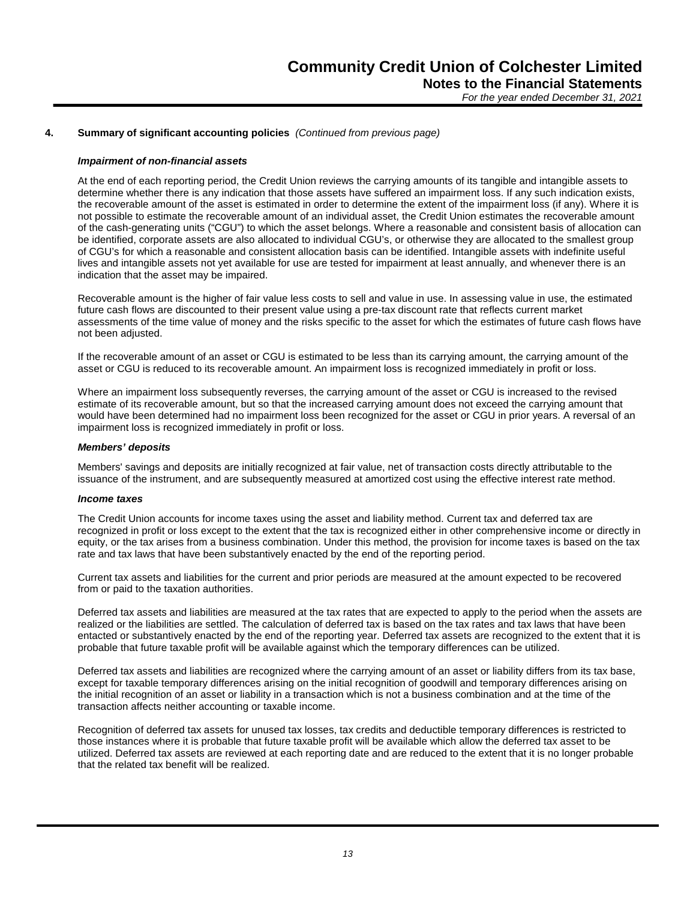### 4. Summary of significant accounting policies *(Continued from previous page)*

***Impairment of non-financial assets***

At the end of each reporting period, the Credit Union reviews the carrying amounts of its tangible and intangible assets to determine whether there is any indication that those assets have suffered an impairment loss. If any such indication exists, the recoverable amount of the asset is estimated in order to determine the extent of the impairment loss (if any). Where it is not possible to estimate the recoverable amount of an individual asset, the Credit Union estimates the recoverable amount of the cash-generating units ("CGU") to which the asset belongs. Where a reasonable and consistent basis of allocation can be identified, corporate assets are also allocated to individual CGU's, or otherwise they are allocated to the smallest group of CGU's for which a reasonable and consistent allocation basis can be identified. Intangible assets with indefinite useful lives and intangible assets not yet available for use are tested for impairment at least annually, and whenever there is an indication that the asset may be impaired.

Recoverable amount is the higher of fair value less costs to sell and value in use. In assessing value in use, the estimated future cash flows are discounted to their present value using a pre-tax discount rate that reflects current market assessments of the time value of money and the risks specific to the asset for which the estimates of future cash flows have not been adjusted.

If the recoverable amount of an asset or CGU is estimated to be less than its carrying amount, the carrying amount of the asset or CGU is reduced to its recoverable amount. An impairment loss is recognized immediately in profit or loss.

Where an impairment loss subsequently reverses, the carrying amount of the asset or CGU is increased to the revised estimate of its recoverable amount, but so that the increased carrying amount does not exceed the carrying amount that would have been determined had no impairment loss been recognized for the asset or CGU in prior years. A reversal of an impairment loss is recognized immediately in profit or loss.

***Members' deposits***

Members' savings and deposits are initially recognized at fair value, net of transaction costs directly attributable to the issuance of the instrument, and are subsequently measured at amortized cost using the effective interest rate method.

***Income taxes***

The Credit Union accounts for income taxes using the asset and liability method. Current tax and deferred tax are recognized in profit or loss except to the extent that the tax is recognized either in other comprehensive income or directly in equity, or the tax arises from a business combination. Under this method, the provision for income taxes is based on the tax rate and tax laws that have been substantively enacted by the end of the reporting period.

Current tax assets and liabilities for the current and prior periods are measured at the amount expected to be recovered from or paid to the taxation authorities.

Deferred tax assets and liabilities are measured at the tax rates that are expected to apply to the period when the assets are realized or the liabilities are settled. The calculation of deferred tax is based on the tax rates and tax laws that have been entacted or substantively enacted by the end of the reporting year. Deferred tax assets are recognized to the extent that it is probable that future taxable profit will be available against which the temporary differences can be utilized.

Deferred tax assets and liabilities are recognized where the carrying amount of an asset or liability differs from its tax base, except for taxable temporary differences arising on the initial recognition of goodwill and temporary differences arising on the initial recognition of an asset or liability in a transaction which is not a business combination and at the time of the transaction affects neither accounting or taxable income.

Recognition of deferred tax assets for unused tax losses, tax credits and deductible temporary differences is restricted to those instances where it is probable that future taxable profit will be available which allow the deferred tax asset to be utilized. Deferred tax assets are reviewed at each reporting date and are reduced to the extent that it is no longer probable that the related tax benefit will be realized.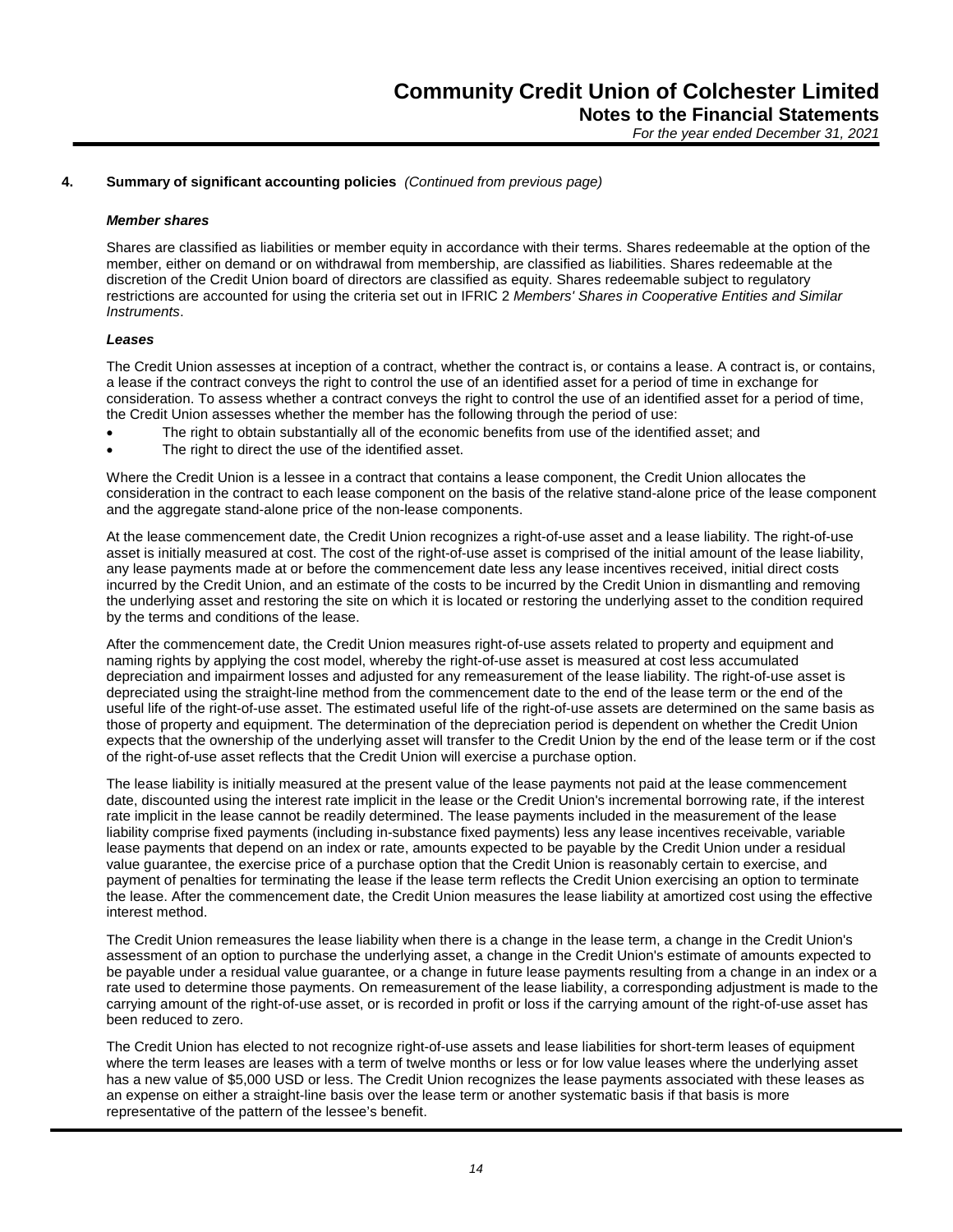## 4. Summary of significant accounting policies *(Continued from previous page)*

### *Member shares*

Shares are classified as liabilities or member equity in accordance with their terms. Shares redeemable at the option of the member, either on demand or on withdrawal from membership, are classified as liabilities. Shares redeemable at the discretion of the Credit Union board of directors are classified as equity. Shares redeemable subject to regulatory restrictions are accounted for using the criteria set out in IFRIC 2 *Members' Shares in Cooperative Entities and Similar Instruments*.

### *Leases*

The Credit Union assesses at inception of a contract, whether the contract is, or contains a lease. A contract is, or contains, a lease if the contract conveys the right to control the use of an identified asset for a period of time in exchange for consideration. To assess whether a contract conveys the right to control the use of an identified asset for a period of time, the Credit Union assesses whether the member has the following through the period of use:

- The right to obtain substantially all of the economic benefits from use of the identified asset; and
- The right to direct the use of the identified asset.

Where the Credit Union is a lessee in a contract that contains a lease component, the Credit Union allocates the consideration in the contract to each lease component on the basis of the relative stand-alone price of the lease component and the aggregate stand-alone price of the non-lease components.

At the lease commencement date, the Credit Union recognizes a right-of-use asset and a lease liability. The right-of-use asset is initially measured at cost. The cost of the right-of-use asset is comprised of the initial amount of the lease liability, any lease payments made at or before the commencement date less any lease incentives received, initial direct costs incurred by the Credit Union, and an estimate of the costs to be incurred by the Credit Union in dismantling and removing the underlying asset and restoring the site on which it is located or restoring the underlying asset to the condition required by the terms and conditions of the lease.

After the commencement date, the Credit Union measures right-of-use assets related to property and equipment and naming rights by applying the cost model, whereby the right-of-use asset is measured at cost less accumulated depreciation and impairment losses and adjusted for any remeasurement of the lease liability. The right-of-use asset is depreciated using the straight-line method from the commencement date to the end of the lease term or the end of the useful life of the right-of-use asset. The estimated useful life of the right-of-use assets are determined on the same basis as those of property and equipment. The determination of the depreciation period is dependent on whether the Credit Union expects that the ownership of the underlying asset will transfer to the Credit Union by the end of the lease term or if the cost of the right-of-use asset reflects that the Credit Union will exercise a purchase option.

The lease liability is initially measured at the present value of the lease payments not paid at the lease commencement date, discounted using the interest rate implicit in the lease or the Credit Union's incremental borrowing rate, if the interest rate implicit in the lease cannot be readily determined. The lease payments included in the measurement of the lease liability comprise fixed payments (including in-substance fixed payments) less any lease incentives receivable, variable lease payments that depend on an index or rate, amounts expected to be payable by the Credit Union under a residual value guarantee, the exercise price of a purchase option that the Credit Union is reasonably certain to exercise, and payment of penalties for terminating the lease if the lease term reflects the Credit Union exercising an option to terminate the lease. After the commencement date, the Credit Union measures the lease liability at amortized cost using the effective interest method.

The Credit Union remeasures the lease liability when there is a change in the lease term, a change in the Credit Union's assessment of an option to purchase the underlying asset, a change in the Credit Union's estimate of amounts expected to be payable under a residual value guarantee, or a change in future lease payments resulting from a change in an index or a rate used to determine those payments. On remeasurement of the lease liability, a corresponding adjustment is made to the carrying amount of the right-of-use asset, or is recorded in profit or loss if the carrying amount of the right-of-use asset has been reduced to zero.

The Credit Union has elected to not recognize right-of-use assets and lease liabilities for short-term leases of equipment where the term leases are leases with a term of twelve months or less or for low value leases where the underlying asset has a new value of $5,000 USD or less. The Credit Union recognizes the lease payments associated with these leases as an expense on either a straight-line basis over the lease term or another systematic basis if that basis is more representative of the pattern of the lessee's benefit.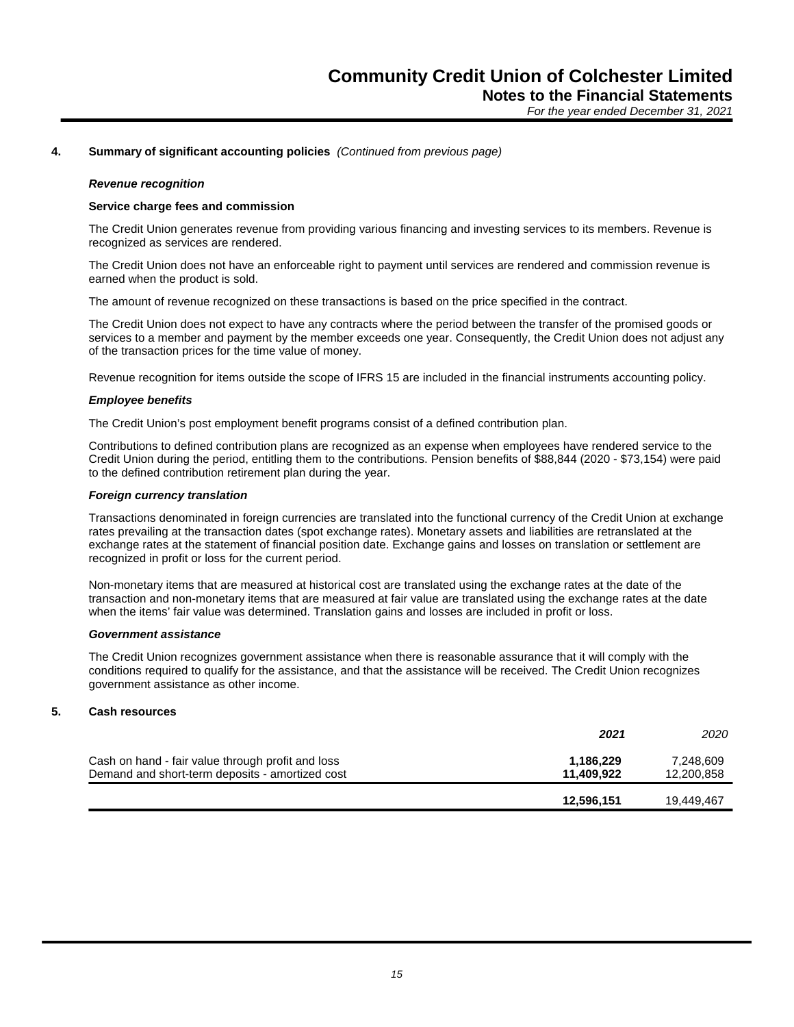## 4. Summary of significant accounting policies *(Continued from previous page)*

***Revenue recognition***

**Service charge fees and commission**

The Credit Union generates revenue from providing various financing and investing services to its members. Revenue is recognized as services are rendered.

The Credit Union does not have an enforceable right to payment until services are rendered and commission revenue is earned when the product is sold.

The amount of revenue recognized on these transactions is based on the price specified in the contract.

The Credit Union does not expect to have any contracts where the period between the transfer of the promised goods or services to a member and payment by the member exceeds one year. Consequently, the Credit Union does not adjust any of the transaction prices for the time value of money.

Revenue recognition for items outside the scope of IFRS 15 are included in the financial instruments accounting policy.

***Employee benefits***

The Credit Union's post employment benefit programs consist of a defined contribution plan.

Contributions to defined contribution plans are recognized as an expense when employees have rendered service to the Credit Union during the period, entitling them to the contributions. Pension benefits of $88,844 (2020 - $73,154) were paid to the defined contribution retirement plan during the year.

***Foreign currency translation***

Transactions denominated in foreign currencies are translated into the functional currency of the Credit Union at exchange rates prevailing at the transaction dates (spot exchange rates). Monetary assets and liabilities are retranslated at the exchange rates at the statement of financial position date. Exchange gains and losses on translation or settlement are recognized in profit or loss for the current period.

Non-monetary items that are measured at historical cost are translated using the exchange rates at the date of the transaction and non-monetary items that are measured at fair value are translated using the exchange rates at the date when the items' fair value was determined. Translation gains and losses are included in profit or loss.

***Government assistance***

The Credit Union recognizes government assistance when there is reasonable assurance that it will comply with the conditions required to qualify for the assistance, and that the assistance will be received. The Credit Union recognizes government assistance as other income.

## 5. Cash resources

| | ***2021*** | *2020* |
|---|---|---|
| Cash on hand - fair value through profit and loss | **1,186,229** | 7,248,609 |
| Demand and short-term deposits - amortized cost | **11,409,922** | 12,200,858 |
| | **12,596,151** | 19,449,467 |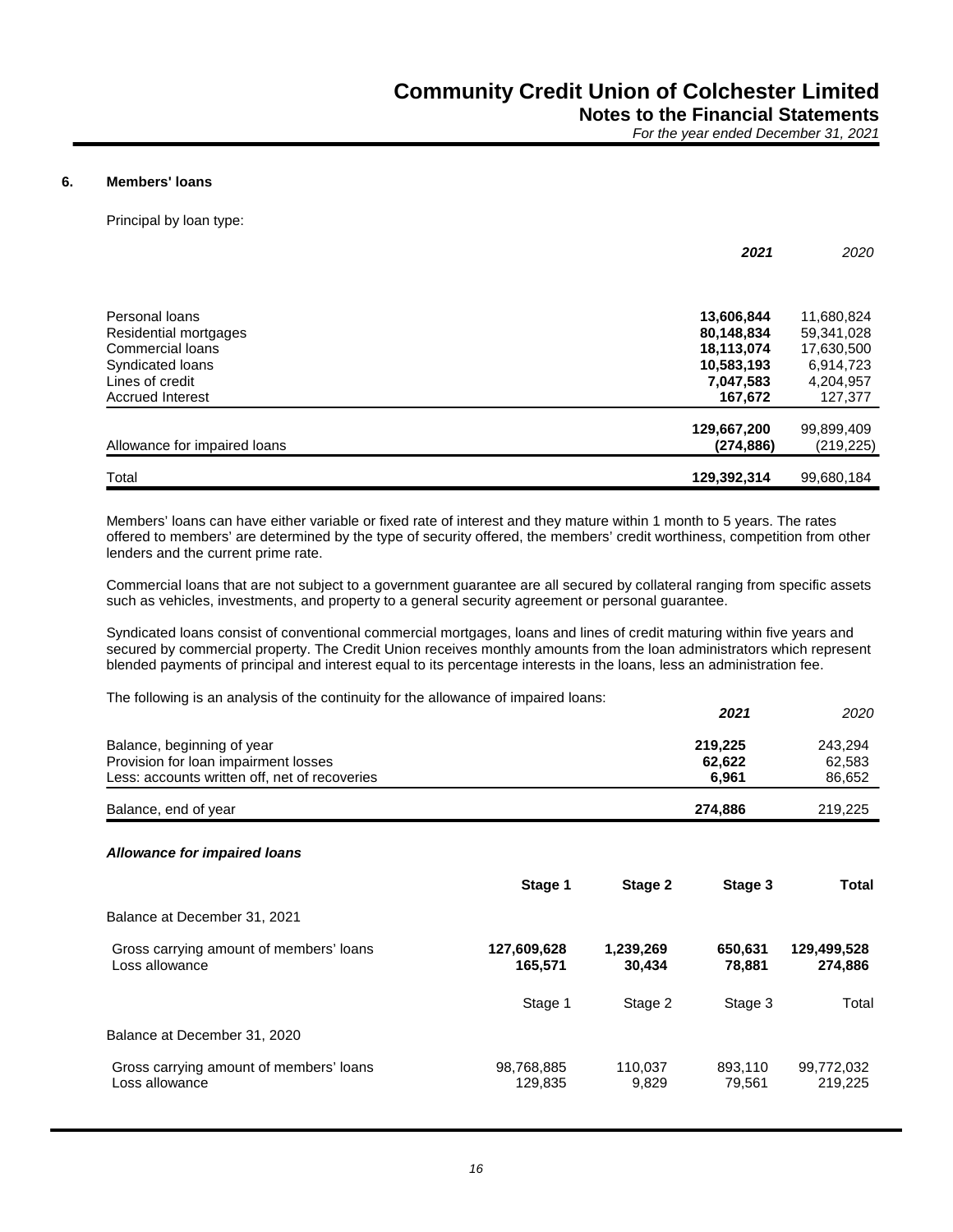## 6. Members' loans

Principal by loan type:

| | 2021 | 2020 |
|---|---|---|
| Personal loans | **13,606,844** | 11,680,824 |
| Residential mortgages | **80,148,834** | 59,341,028 |
| Commercial loans | **18,113,074** | 17,630,500 |
| Syndicated loans | **10,583,193** | 6,914,723 |
| Lines of credit | **7,047,583** | 4,204,957 |
| Accrued Interest | **167,672** | 127,377 |
| | **129,667,200** | 99,899,409 |
| Allowance for impaired loans | **(274,886)** | (219,225) |
| Total | **129,392,314** | 99,680,184 |

Members' loans can have either variable or fixed rate of interest and they mature within 1 month to 5 years. The rates offered to members' are determined by the type of security offered, the members' credit worthiness, competition from other lenders and the current prime rate.

Commercial loans that are not subject to a government guarantee are all secured by collateral ranging from specific assets such as vehicles, investments, and property to a general security agreement or personal guarantee.

Syndicated loans consist of conventional commercial mortgages, loans and lines of credit maturing within five years and secured by commercial property. The Credit Union receives monthly amounts from the loan administrators which represent blended payments of principal and interest equal to its percentage interests in the loans, less an administration fee.

The following is an analysis of the continuity for the allowance of impaired loans:

| | 2021 | 2020 |
|---|---|---|
| Balance, beginning of year | **219,225** | 243,294 |
| Provision for loan impairment losses | **62,622** | 62,583 |
| Less: accounts written off, net of recoveries | **6,961** | 86,652 |
| Balance, end of year | **274,886** | 219,225 |

***Allowance for impaired loans***

| | Stage 1 | Stage 2 | Stage 3 | Total |
|---|---|---|---|---|
| Balance at December 31, 2021 | | | | |
| Gross carrying amount of members' loans | **127,609,628** | **1,239,269** | **650,631** | **129,499,528** |
| Loss allowance | **165,571** | **30,434** | **78,881** | **274,886** |
| | Stage 1 | Stage 2 | Stage 3 | Total |
| Balance at December 31, 2020 | | | | |
| Gross carrying amount of members' loans | 98,768,885 | 110,037 | 893,110 | 99,772,032 |
| Loss allowance | 129,835 | 9,829 | 79,561 | 219,225 |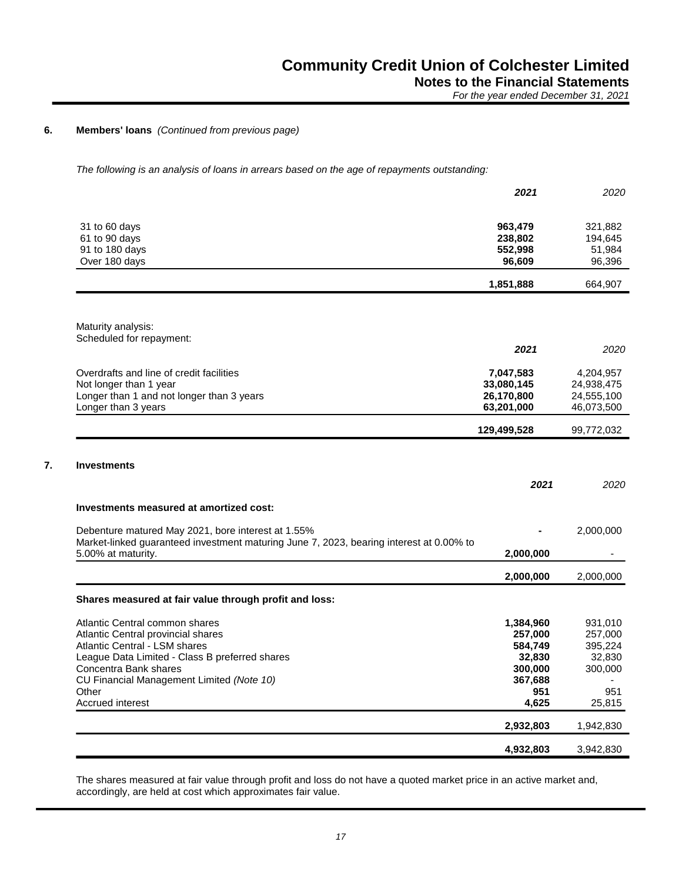## 6. Members' loans *(Continued from previous page)*

*The following is an analysis of loans in arrears based on the age of repayments outstanding:*

| | **2021** | 2020 |
|---|---|---|
| 31 to 60 days | **963,479** | 321,882 |
| 61 to 90 days | **238,802** | 194,645 |
| 91 to 180 days | **552,998** | 51,984 |
| Over 180 days | **96,609** | 96,396 |
| | **1,851,888** | 664,907 |

Maturity analysis:
Scheduled for repayment:

| | **2021** | 2020 |
|---|---|---|
| Overdrafts and line of credit facilities | **7,047,583** | 4,204,957 |
| Not longer than 1 year | **33,080,145** | 24,938,475 |
| Longer than 1 and not longer than 3 years | **26,170,800** | 24,555,100 |
| Longer than 3 years | **63,201,000** | 46,073,500 |
| | **129,499,528** | 99,772,032 |

## 7. Investments

| | **2021** | 2020 |
|---|---|---|
| **Investments measured at amortized cost:** | | |
| Debenture matured May 2021, bore interest at 1.55% | **-** | 2,000,000 |
| Market-linked guaranteed investment maturing June 7, 2023, bearing interest at 0.00% to 5.00% at maturity. | **2,000,000** | - |
| | **2,000,000** | 2,000,000 |
| **Shares measured at fair value through profit and loss:** | | |
| Atlantic Central common shares | **1,384,960** | 931,010 |
| Atlantic Central provincial shares | **257,000** | 257,000 |
| Atlantic Central - LSM shares | **584,749** | 395,224 |
| League Data Limited - Class B preferred shares | **32,830** | 32,830 |
| Concentra Bank shares | **300,000** | 300,000 |
| CU Financial Management Limited *(Note 10)* | **367,688** | - |
| Other | **951** | 951 |
| Accrued interest | **4,625** | 25,815 |
| | **2,932,803** | 1,942,830 |
| | **4,932,803** | 3,942,830 |

The shares measured at fair value through profit and loss do not have a quoted market price in an active market and, accordingly, are held at cost which approximates fair value.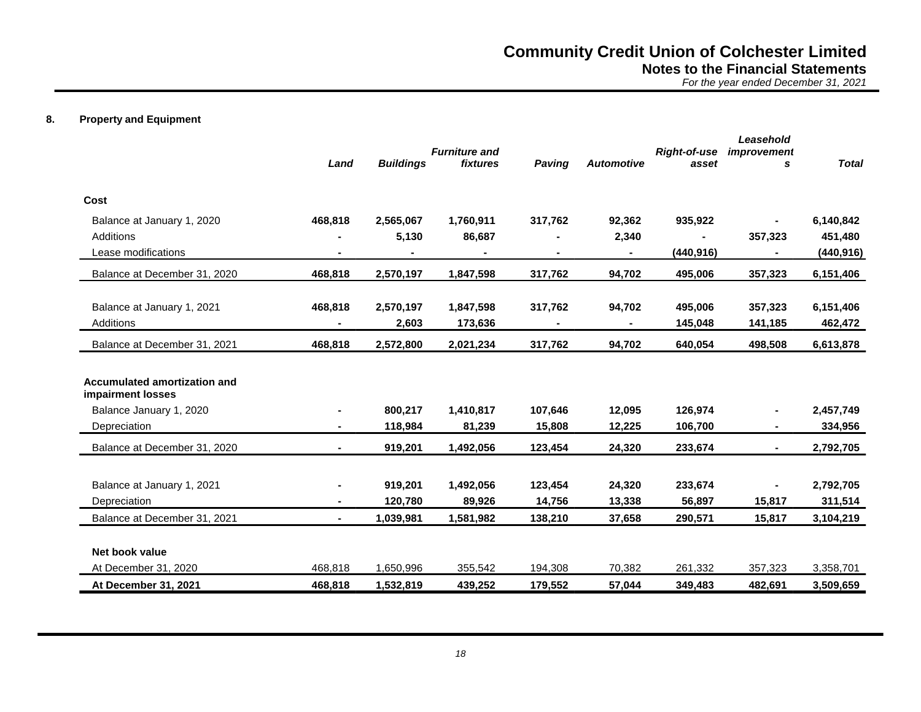## 8. Property and Equipment

| | *Land* | *Buildings* | *Furniture and fixtures* | *Paving* | *Automotive* | *Right-of-use asset* | *Leasehold improvements* | *Total* |
|---|---|---|---|---|---|---|---|---|
| **Cost** | | | | | | | | |
| Balance at January 1, 2020 | **468,818** | **2,565,067** | **1,760,911** | **317,762** | **92,362** | **935,922** | **-** | **6,140,842** |
| Additions | **-** | **5,130** | **86,687** | **-** | **2,340** | **-** | **357,323** | **451,480** |
| Lease modifications | **-** | **-** | **-** | **-** | **-** | **(440,916)** | **-** | **(440,916)** |
| Balance at December 31, 2020 | **468,818** | **2,570,197** | **1,847,598** | **317,762** | **94,702** | **495,006** | **357,323** | **6,151,406** |
| Balance at January 1, 2021 | **468,818** | **2,570,197** | **1,847,598** | **317,762** | **94,702** | **495,006** | **357,323** | **6,151,406** |
| Additions | **-** | **2,603** | **173,636** | **-** | **-** | **145,048** | **141,185** | **462,472** |
| Balance at December 31, 2021 | **468,818** | **2,572,800** | **2,021,234** | **317,762** | **94,702** | **640,054** | **498,508** | **6,613,878** |
| **Accumulated amortization and impairment losses** | | | | | | | | |
| Balance January 1, 2020 | **-** | **800,217** | **1,410,817** | **107,646** | **12,095** | **126,974** | **-** | **2,457,749** |
| Depreciation | **-** | **118,984** | **81,239** | **15,808** | **12,225** | **106,700** | **-** | **334,956** |
| Balance at December 31, 2020 | **-** | **919,201** | **1,492,056** | **123,454** | **24,320** | **233,674** | **-** | **2,792,705** |
| Balance at January 1, 2021 | **-** | **919,201** | **1,492,056** | **123,454** | **24,320** | **233,674** | **-** | **2,792,705** |
| Depreciation | **-** | **120,780** | **89,926** | **14,756** | **13,338** | **56,897** | **15,817** | **311,514** |
| Balance at December 31, 2021 | **-** | **1,039,981** | **1,581,982** | **138,210** | **37,658** | **290,571** | **15,817** | **3,104,219** |
| **Net book value** | | | | | | | | |
| At December 31, 2020 | 468,818 | 1,650,996 | 355,542 | 194,308 | 70,382 | 261,332 | 357,323 | 3,358,701 |
| **At December 31, 2021** | **468,818** | **1,532,819** | **439,252** | **179,552** | **57,044** | **349,483** | **482,691** | **3,509,659** |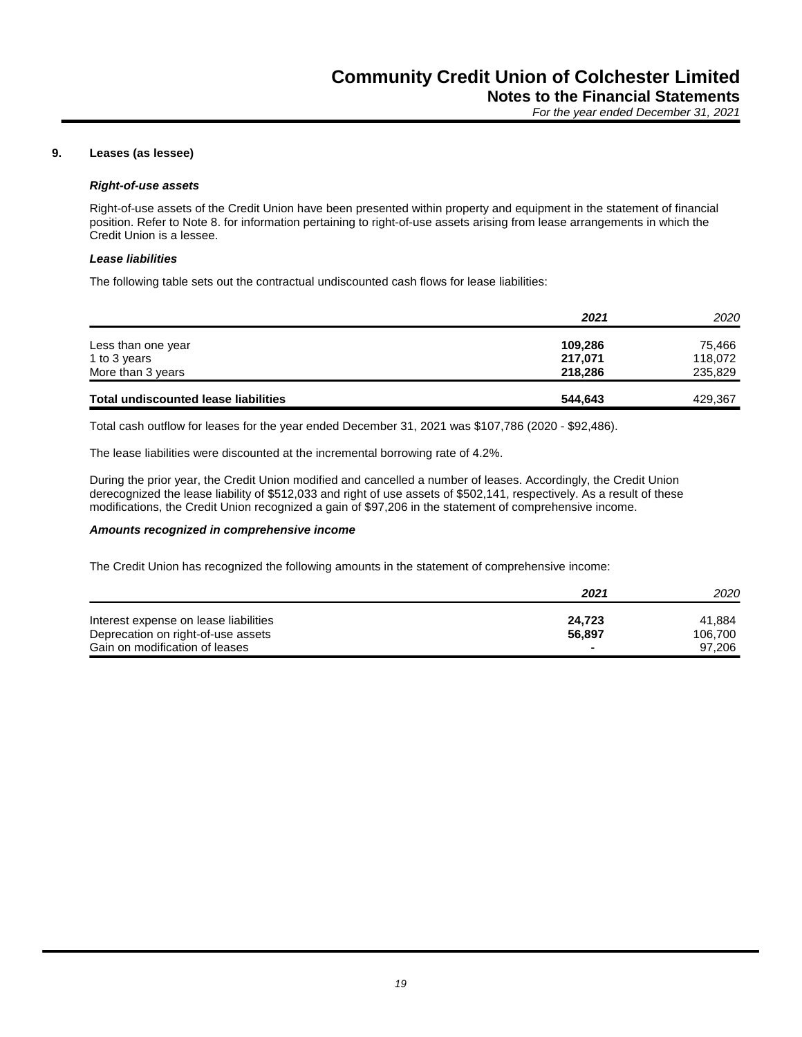## 9. Leases (as lessee)

***Right-of-use assets***

Right-of-use assets of the Credit Union have been presented within property and equipment in the statement of financial position. Refer to Note 8. for information pertaining to right-of-use assets arising from lease arrangements in which the Credit Union is a lessee.

***Lease liabilities***

The following table sets out the contractual undiscounted cash flows for lease liabilities:

| | *2021* | *2020* |
|---|---|---|
| Less than one year | **109,286** | 75,466 |
| 1 to 3 years | **217,071** | 118,072 |
| More than 3 years | **218,286** | 235,829 |
| **Total undiscounted lease liabilities** | **544,643** | 429,367 |

Total cash outflow for leases for the year ended December 31, 2021 was $107,786 (2020 - $92,486).

The lease liabilities were discounted at the incremental borrowing rate of 4.2%.

During the prior year, the Credit Union modified and cancelled a number of leases. Accordingly, the Credit Union derecognized the lease liability of $512,033 and right of use assets of $502,141, respectively. As a result of these modifications, the Credit Union recognized a gain of $97,206 in the statement of comprehensive income.

***Amounts recognized in comprehensive income***

The Credit Union has recognized the following amounts in the statement of comprehensive income:

| | *2021* | *2020* |
|---|---|---|
| Interest expense on lease liabilities | **24,723** | 41,884 |
| Deprecation on right-of-use assets | **56,897** | 106,700 |
| Gain on modification of leases | **-** | 97,206 |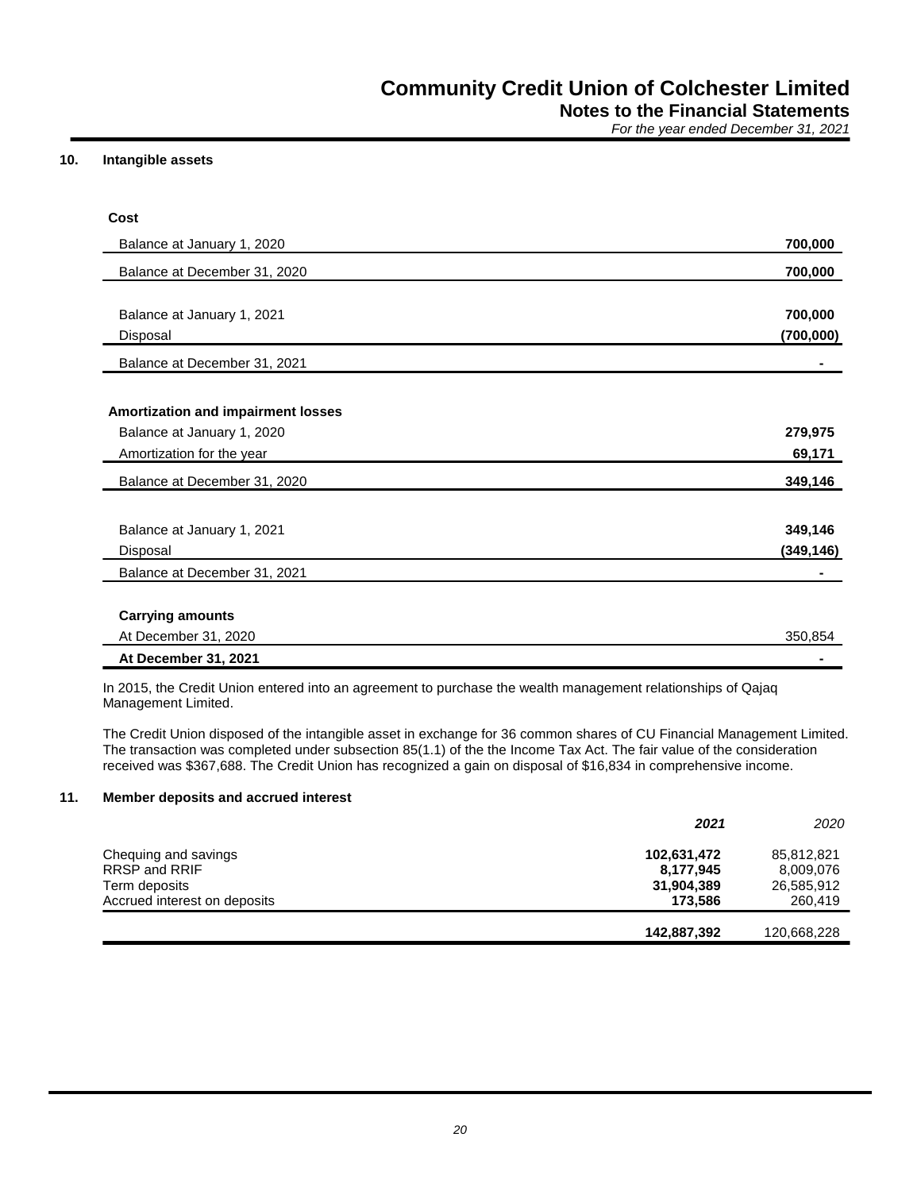## 10. Intangible assets

| | |
|---|---|
| **Cost** | |
| Balance at January 1, 2020 | **700,000** |
| Balance at December 31, 2020 | **700,000** |
| | |
| Balance at January 1, 2021 | **700,000** |
| Disposal | **(700,000)** |
| Balance at December 31, 2021 | **-** |
| | |
| **Amortization and impairment losses** | |
| Balance at January 1, 2020 | **279,975** |
| Amortization for the year | **69,171** |
| Balance at December 31, 2020 | **349,146** |
| | |
| Balance at January 1, 2021 | **349,146** |
| Disposal | **(349,146)** |
| Balance at December 31, 2021 | **-** |
| | |
| **Carrying amounts** | |
| At December 31, 2020 | 350,854 |
| **At December 31, 2021** | **-** |

In 2015, the Credit Union entered into an agreement to purchase the wealth management relationships of Qajaq Management Limited.

The Credit Union disposed of the intangible asset in exchange for 36 common shares of CU Financial Management Limited. The transaction was completed under subsection 85(1.1) of the the Income Tax Act. The fair value of the consideration received was $367,688. The Credit Union has recognized a gain on disposal of $16,834 in comprehensive income.

## 11. Member deposits and accrued interest

| | ***2021*** | *2020* |
|---|---|---|
| Chequing and savings | **102,631,472** | 85,812,821 |
| RRSP and RRIF | **8,177,945** | 8,009,076 |
| Term deposits | **31,904,389** | 26,585,912 |
| Accrued interest on deposits | **173,586** | 260,419 |
| | **142,887,392** | 120,668,228 |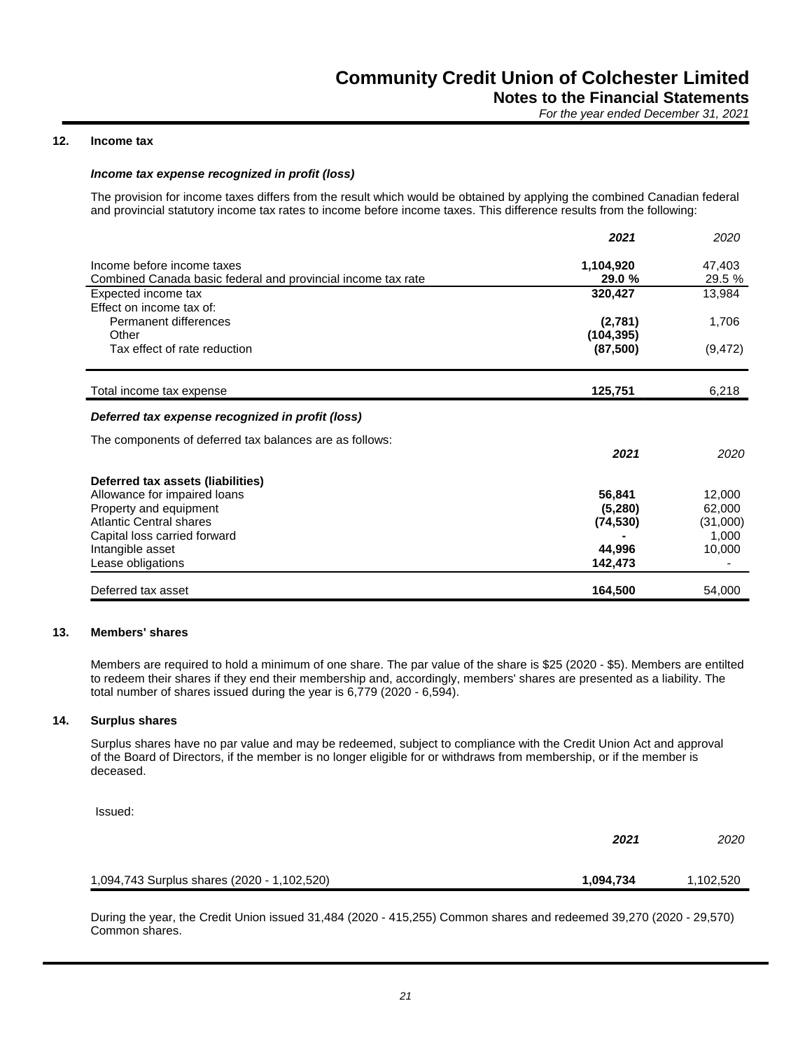### 12. Income tax

***Income tax expense recognized in profit (loss)***

The provision for income taxes differs from the result which would be obtained by applying the combined Canadian federal and provincial statutory income tax rates to income before income taxes. This difference results from the following:

| | **2021** | 2020 |
|---|---|---|
| Income before income taxes | **1,104,920** | 47,403 |
| Combined Canada basic federal and provincial income tax rate | **29.0 %** | 29.5 % |
| Expected income tax | **320,427** | 13,984 |
| Effect on income tax of: | | |
| Permanent differences | **(2,781)** | 1,706 |
| Other | **(104,395)** | |
| Tax effect of rate reduction | **(87,500)** | (9,472) |
| Total income tax expense | **125,751** | 6,218 |

***Deferred tax expense recognized in profit (loss)***

The components of deferred tax balances are as follows:

| | **2021** | 2020 |
|---|---|---|
| **Deferred tax assets (liabilities)** | | |
| Allowance for impaired loans | **56,841** | 12,000 |
| Property and equipment | **(5,280)** | 62,000 |
| Atlantic Central shares | **(74,530)** | (31,000) |
| Capital loss carried forward | **-** | 1,000 |
| Intangible asset | **44,996** | 10,000 |
| Lease obligations | **142,473** | - |
| Deferred tax asset | **164,500** | 54,000 |

### 13. Members' shares

Members are required to hold a minimum of one share. The par value of the share is $25 (2020 - $5). Members are entilted to redeem their shares if they end their membership and, accordingly, members' shares are presented as a liability. The total number of shares issued during the year is 6,779 (2020 - 6,594).

### 14. Surplus shares

Surplus shares have no par value and may be redeemed, subject to compliance with the Credit Union Act and approval of the Board of Directors, if the member is no longer eligible for or withdraws from membership, or if the member is deceased.

Issued:

| | **2021** | 2020 |
|---|---|---|
| 1,094,743 Surplus shares (2020 - 1,102,520) | **1,094,734** | 1,102,520 |

During the year, the Credit Union issued 31,484 (2020 - 415,255) Common shares and redeemed 39,270 (2020 - 29,570) Common shares.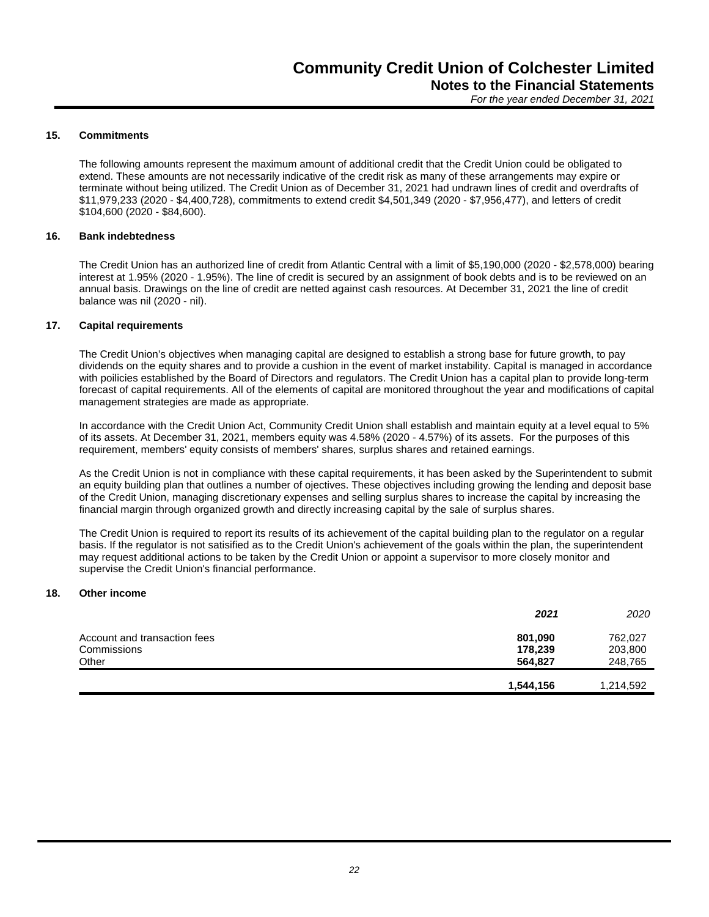## 15. Commitments

The following amounts represent the maximum amount of additional credit that the Credit Union could be obligated to extend. These amounts are not necessarily indicative of the credit risk as many of these arrangements may expire or terminate without being utilized. The Credit Union as of December 31, 2021 had undrawn lines of credit and overdrafts of $11,979,233 (2020 - $4,400,728), commitments to extend credit $4,501,349 (2020 - $7,956,477), and letters of credit $104,600 (2020 - $84,600).

## 16. Bank indebtedness

The Credit Union has an authorized line of credit from Atlantic Central with a limit of $5,190,000 (2020 - $2,578,000) bearing interest at 1.95% (2020 - 1.95%). The line of credit is secured by an assignment of book debts and is to be reviewed on an annual basis. Drawings on the line of credit are netted against cash resources. At December 31, 2021 the line of credit balance was nil (2020 - nil).

## 17. Capital requirements

The Credit Union's objectives when managing capital are designed to establish a strong base for future growth, to pay dividends on the equity shares and to provide a cushion in the event of market instability. Capital is managed in accordance with poilicies established by the Board of Directors and regulators. The Credit Union has a capital plan to provide long-term forecast of capital requirements. All of the elements of capital are monitored throughout the year and modifications of capital management strategies are made as appropriate.

In accordance with the Credit Union Act, Community Credit Union shall establish and maintain equity at a level equal to 5% of its assets. At December 31, 2021, members equity was 4.58% (2020 - 4.57%) of its assets. For the purposes of this requirement, members' equity consists of members' shares, surplus shares and retained earnings.

As the Credit Union is not in compliance with these capital requirements, it has been asked by the Superintendent to submit an equity building plan that outlines a number of ojectives. These objectives including growing the lending and deposit base of the Credit Union, managing discretionary expenses and selling surplus shares to increase the capital by increasing the financial margin through organized growth and directly increasing capital by the sale of surplus shares.

The Credit Union is required to report its results of its achievement of the capital building plan to the regulator on a regular basis. If the regulator is not satisified as to the Credit Union's achievement of the goals within the plan, the superintendent may request additional actions to be taken by the Credit Union or appoint a supervisor to more closely monitor and supervise the Credit Union's financial performance.

## 18. Other income

| | ***2021*** | *2020* |
|---|---|---|
| Account and transaction fees | **801,090** | 762,027 |
| Commissions | **178,239** | 203,800 |
| Other | **564,827** | 248,765 |
| | **1,544,156** | 1,214,592 |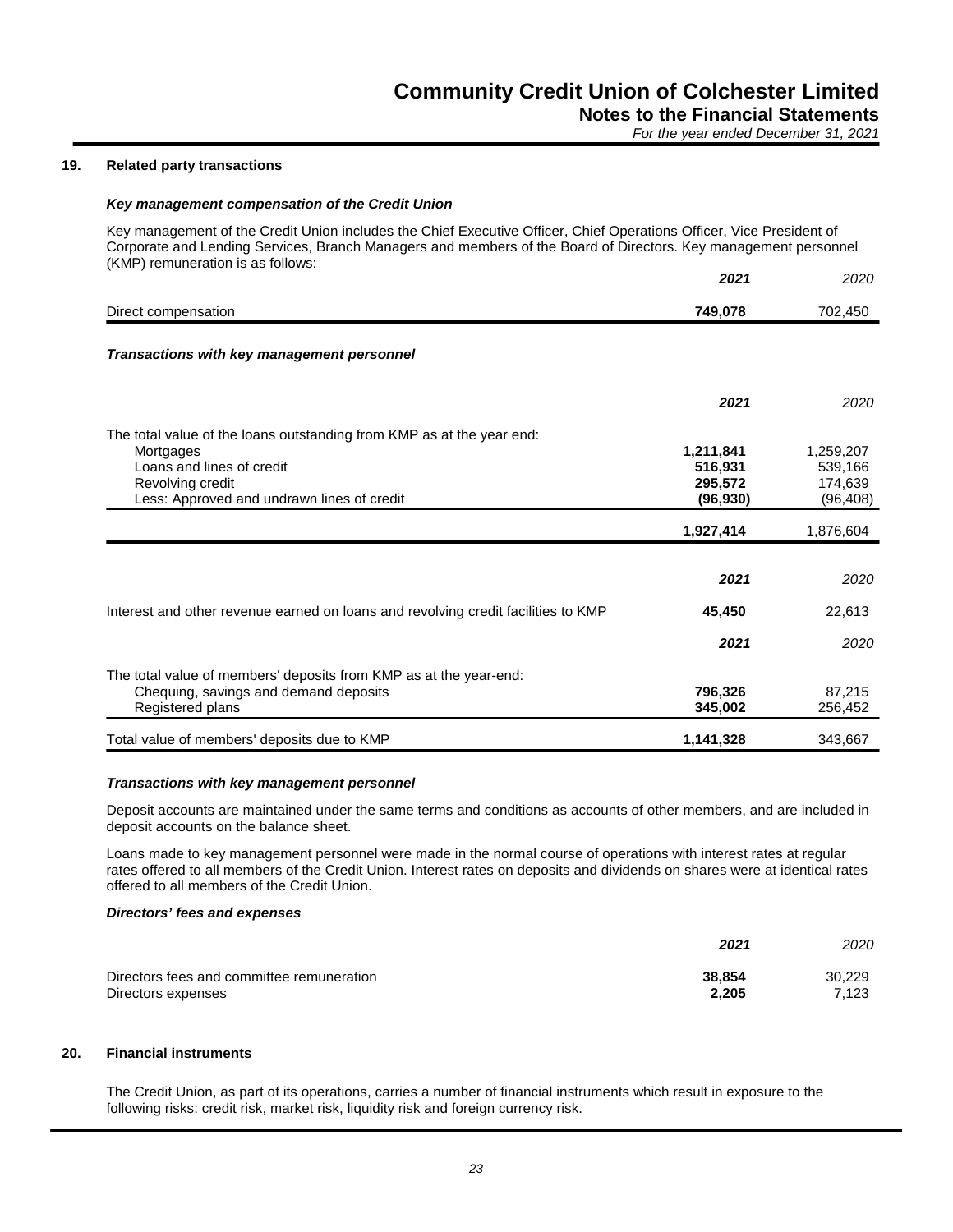## 19. Related party transactions

### *Key management compensation of the Credit Union*

Key management of the Credit Union includes the Chief Executive Officer, Chief Operations Officer, Vice President of Corporate and Lending Services, Branch Managers and members of the Board of Directors. Key management personnel (KMP) remuneration is as follows:

| | **2021** | 2020 |
|---|---|---|
| Direct compensation | **749,078** | 702,450 |

### *Transactions with key management personnel*

| | **2021** | 2020 |
|---|---|---|
| The total value of the loans outstanding from KMP as at the year end: | | |
| Mortgages | **1,211,841** | 1,259,207 |
| Loans and lines of credit | **516,931** | 539,166 |
| Revolving credit | **295,572** | 174,639 |
| Less: Approved and undrawn lines of credit | **(96,930)** | (96,408) |
| | **1,927,414** | 1,876,604 |

| | **2021** | 2020 |
|---|---|---|
| Interest and other revenue earned on loans and revolving credit facilities to KMP | **45,450** | 22,613 |

| | **2021** | 2020 |
|---|---|---|
| The total value of members' deposits from KMP as at the year-end: | | |
| Chequing, savings and demand deposits | **796,326** | 87,215 |
| Registered plans | **345,002** | 256,452 |
| Total value of members' deposits due to KMP | **1,141,328** | 343,667 |

### *Transactions with key management personnel*

Deposit accounts are maintained under the same terms and conditions as accounts of other members, and are included in deposit accounts on the balance sheet.

Loans made to key management personnel were made in the normal course of operations with interest rates at regular rates offered to all members of the Credit Union. Interest rates on deposits and dividends on shares were at identical rates offered to all members of the Credit Union.

### *Directors' fees and expenses*

| | **2021** | 2020 |
|---|---|---|
| Directors fees and committee remuneration | **38,854** | 30,229 |
| Directors expenses | **2,205** | 7,123 |

## 20. Financial instruments

The Credit Union, as part of its operations, carries a number of financial instruments which result in exposure to the following risks: credit risk, market risk, liquidity risk and foreign currency risk.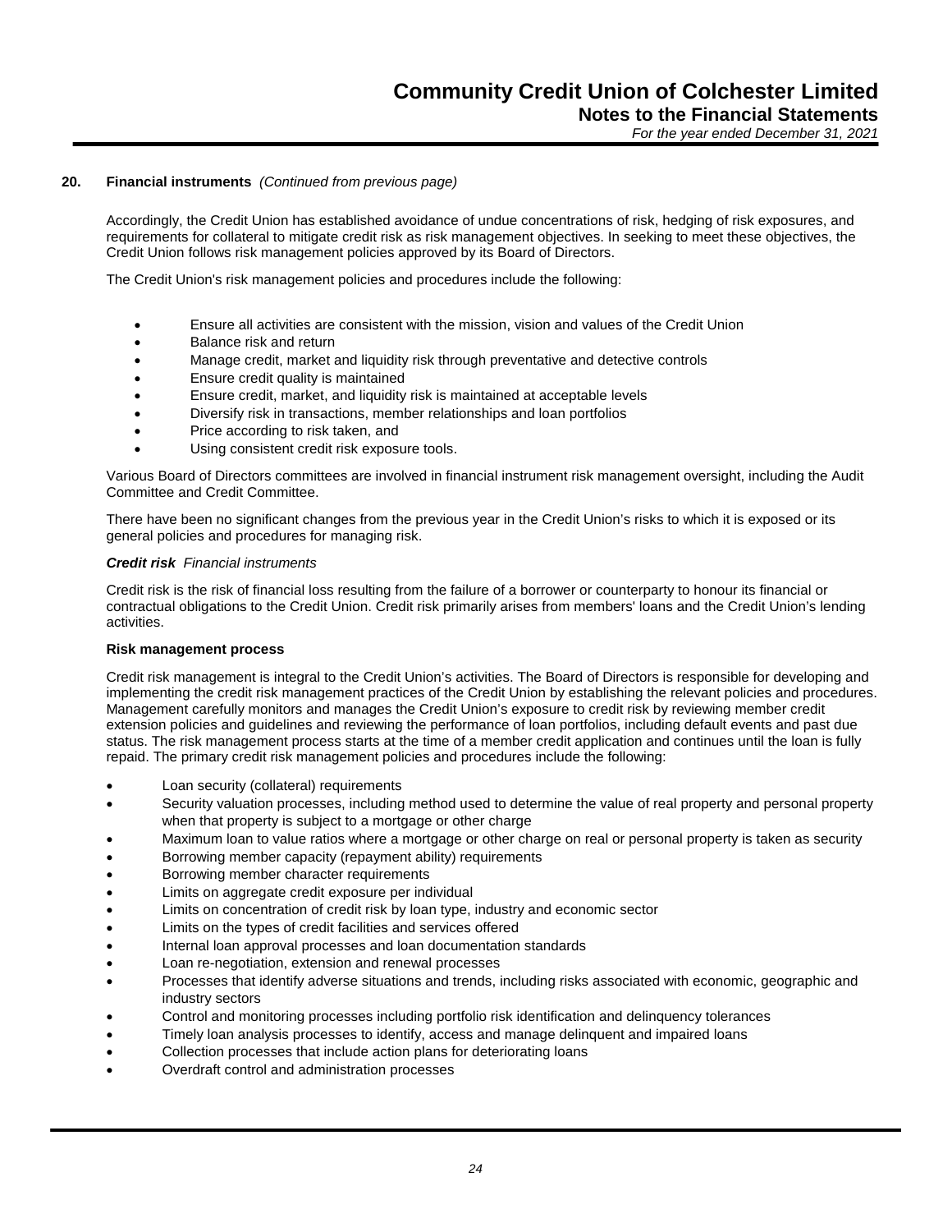## 20. Financial instruments *(Continued from previous page)*

Accordingly, the Credit Union has established avoidance of undue concentrations of risk, hedging of risk exposures, and requirements for collateral to mitigate credit risk as risk management objectives. In seeking to meet these objectives, the Credit Union follows risk management policies approved by its Board of Directors.

The Credit Union's risk management policies and procedures include the following:

- Ensure all activities are consistent with the mission, vision and values of the Credit Union
- Balance risk and return
- Manage credit, market and liquidity risk through preventative and detective controls
- Ensure credit quality is maintained
- Ensure credit, market, and liquidity risk is maintained at acceptable levels
- Diversify risk in transactions, member relationships and loan portfolios
- Price according to risk taken, and
- Using consistent credit risk exposure tools.

Various Board of Directors committees are involved in financial instrument risk management oversight, including the Audit Committee and Credit Committee.

There have been no significant changes from the previous year in the Credit Union's risks to which it is exposed or its general policies and procedures for managing risk.

***Credit risk*** *Financial instruments*

Credit risk is the risk of financial loss resulting from the failure of a borrower or counterparty to honour its financial or contractual obligations to the Credit Union. Credit risk primarily arises from members' loans and the Credit Union's lending activities.

**Risk management process**

Credit risk management is integral to the Credit Union's activities. The Board of Directors is responsible for developing and implementing the credit risk management practices of the Credit Union by establishing the relevant policies and procedures. Management carefully monitors and manages the Credit Union's exposure to credit risk by reviewing member credit extension policies and guidelines and reviewing the performance of loan portfolios, including default events and past due status. The risk management process starts at the time of a member credit application and continues until the loan is fully repaid. The primary credit risk management policies and procedures include the following:

- Loan security (collateral) requirements
- Security valuation processes, including method used to determine the value of real property and personal property when that property is subject to a mortgage or other charge
- Maximum loan to value ratios where a mortgage or other charge on real or personal property is taken as security
- Borrowing member capacity (repayment ability) requirements
- Borrowing member character requirements
- Limits on aggregate credit exposure per individual
- Limits on concentration of credit risk by loan type, industry and economic sector
- Limits on the types of credit facilities and services offered
- Internal loan approval processes and loan documentation standards
- Loan re-negotiation, extension and renewal processes
- Processes that identify adverse situations and trends, including risks associated with economic, geographic and industry sectors
- Control and monitoring processes including portfolio risk identification and delinquency tolerances
- Timely loan analysis processes to identify, access and manage delinquent and impaired loans
- Collection processes that include action plans for deteriorating loans
- Overdraft control and administration processes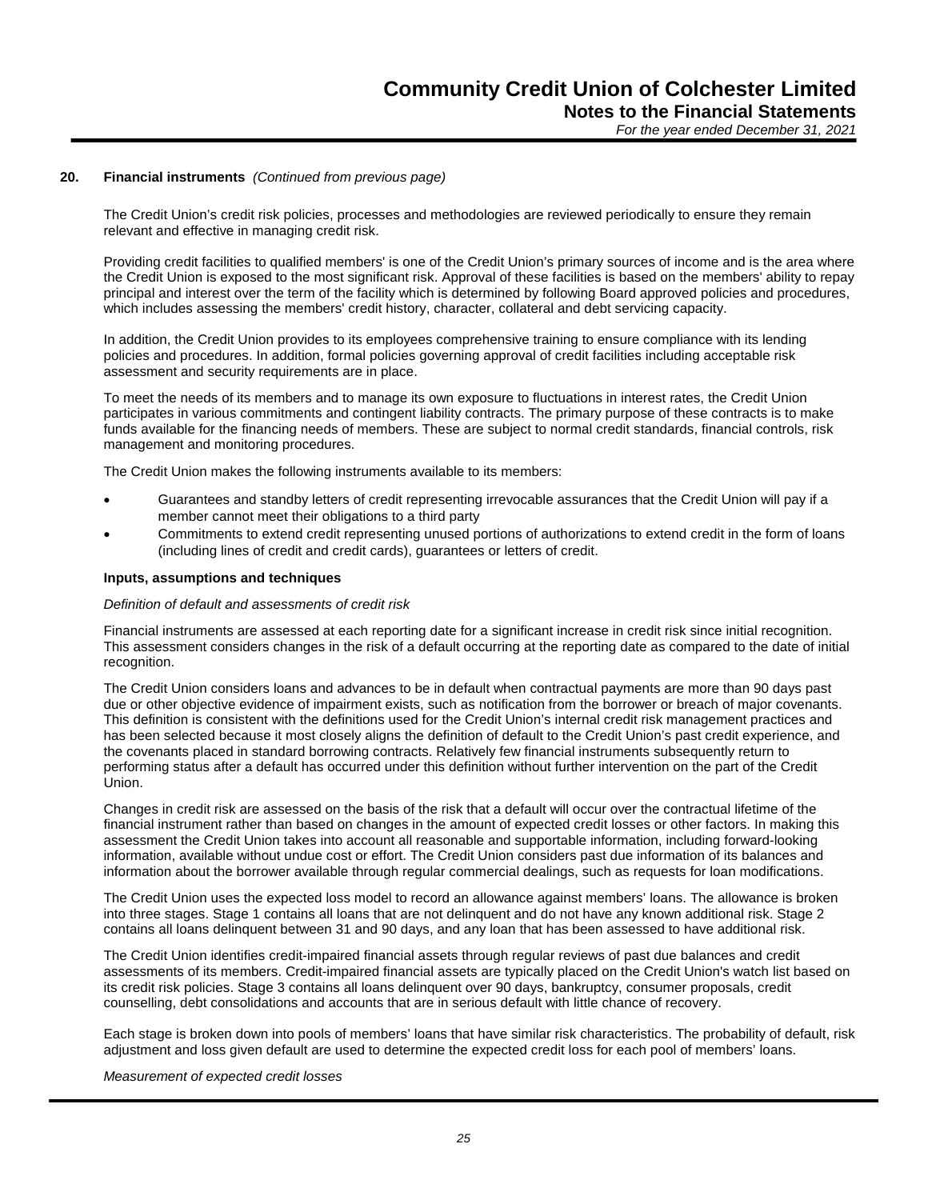## 20. Financial instruments *(Continued from previous page)*

The Credit Union's credit risk policies, processes and methodologies are reviewed periodically to ensure they remain relevant and effective in managing credit risk.

Providing credit facilities to qualified members' is one of the Credit Union's primary sources of income and is the area where the Credit Union is exposed to the most significant risk. Approval of these facilities is based on the members' ability to repay principal and interest over the term of the facility which is determined by following Board approved policies and procedures, which includes assessing the members' credit history, character, collateral and debt servicing capacity.

In addition, the Credit Union provides to its employees comprehensive training to ensure compliance with its lending policies and procedures. In addition, formal policies governing approval of credit facilities including acceptable risk assessment and security requirements are in place.

To meet the needs of its members and to manage its own exposure to fluctuations in interest rates, the Credit Union participates in various commitments and contingent liability contracts. The primary purpose of these contracts is to make funds available for the financing needs of members. These are subject to normal credit standards, financial controls, risk management and monitoring procedures.

The Credit Union makes the following instruments available to its members:

- Guarantees and standby letters of credit representing irrevocable assurances that the Credit Union will pay if a member cannot meet their obligations to a third party
- Commitments to extend credit representing unused portions of authorizations to extend credit in the form of loans (including lines of credit and credit cards), guarantees or letters of credit.

**Inputs, assumptions and techniques**

*Definition of default and assessments of credit risk*

Financial instruments are assessed at each reporting date for a significant increase in credit risk since initial recognition. This assessment considers changes in the risk of a default occurring at the reporting date as compared to the date of initial recognition.

The Credit Union considers loans and advances to be in default when contractual payments are more than 90 days past due or other objective evidence of impairment exists, such as notification from the borrower or breach of major covenants. This definition is consistent with the definitions used for the Credit Union's internal credit risk management practices and has been selected because it most closely aligns the definition of default to the Credit Union's past credit experience, and the covenants placed in standard borrowing contracts. Relatively few financial instruments subsequently return to performing status after a default has occurred under this definition without further intervention on the part of the Credit Union.

Changes in credit risk are assessed on the basis of the risk that a default will occur over the contractual lifetime of the financial instrument rather than based on changes in the amount of expected credit losses or other factors. In making this assessment the Credit Union takes into account all reasonable and supportable information, including forward-looking information, available without undue cost or effort. The Credit Union considers past due information of its balances and information about the borrower available through regular commercial dealings, such as requests for loan modifications.

The Credit Union uses the expected loss model to record an allowance against members' loans. The allowance is broken into three stages. Stage 1 contains all loans that are not delinquent and do not have any known additional risk. Stage 2 contains all loans delinquent between 31 and 90 days, and any loan that has been assessed to have additional risk.

The Credit Union identifies credit-impaired financial assets through regular reviews of past due balances and credit assessments of its members. Credit-impaired financial assets are typically placed on the Credit Union's watch list based on its credit risk policies. Stage 3 contains all loans delinquent over 90 days, bankruptcy, consumer proposals, credit counselling, debt consolidations and accounts that are in serious default with little chance of recovery.

Each stage is broken down into pools of members' loans that have similar risk characteristics. The probability of default, risk adjustment and loss given default are used to determine the expected credit loss for each pool of members' loans.

*Measurement of expected credit losses*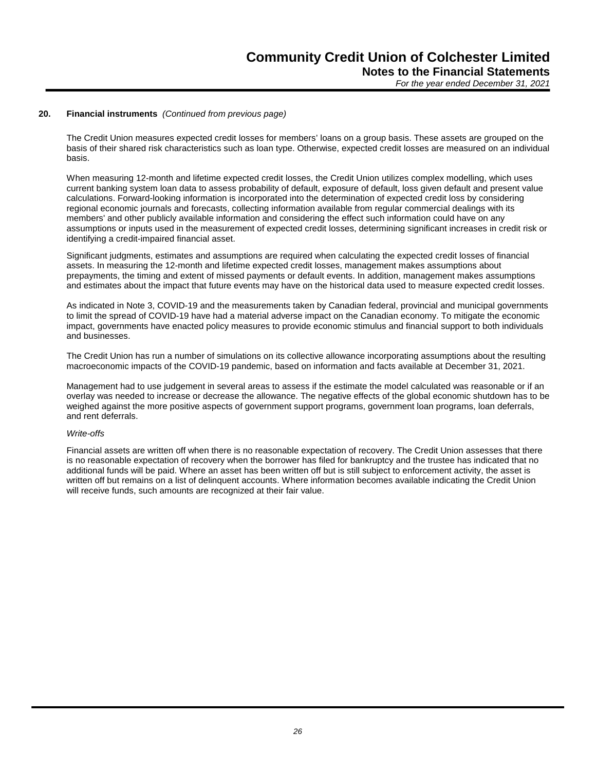## 20. Financial instruments *(Continued from previous page)*

The Credit Union measures expected credit losses for members' loans on a group basis. These assets are grouped on the basis of their shared risk characteristics such as loan type. Otherwise, expected credit losses are measured on an individual basis.

When measuring 12-month and lifetime expected credit losses, the Credit Union utilizes complex modelling, which uses current banking system loan data to assess probability of default, exposure of default, loss given default and present value calculations. Forward-looking information is incorporated into the determination of expected credit loss by considering regional economic journals and forecasts, collecting information available from regular commercial dealings with its members' and other publicly available information and considering the effect such information could have on any assumptions or inputs used in the measurement of expected credit losses, determining significant increases in credit risk or identifying a credit-impaired financial asset.

Significant judgments, estimates and assumptions are required when calculating the expected credit losses of financial assets. In measuring the 12-month and lifetime expected credit losses, management makes assumptions about prepayments, the timing and extent of missed payments or default events. In addition, management makes assumptions and estimates about the impact that future events may have on the historical data used to measure expected credit losses.

As indicated in Note 3, COVID-19 and the measurements taken by Canadian federal, provincial and municipal governments to limit the spread of COVID-19 have had a material adverse impact on the Canadian economy. To mitigate the economic impact, governments have enacted policy measures to provide economic stimulus and financial support to both individuals and businesses.

The Credit Union has run a number of simulations on its collective allowance incorporating assumptions about the resulting macroeconomic impacts of the COVID-19 pandemic, based on information and facts available at December 31, 2021.

Management had to use judgement in several areas to assess if the estimate the model calculated was reasonable or if an overlay was needed to increase or decrease the allowance. The negative effects of the global economic shutdown has to be weighed against the more positive aspects of government support programs, government loan programs, loan deferrals, and rent deferrals.

*Write-offs*

Financial assets are written off when there is no reasonable expectation of recovery. The Credit Union assesses that there is no reasonable expectation of recovery when the borrower has filed for bankruptcy and the trustee has indicated that no additional funds will be paid. Where an asset has been written off but is still subject to enforcement activity, the asset is written off but remains on a list of delinquent accounts. Where information becomes available indicating the Credit Union will receive funds, such amounts are recognized at their fair value.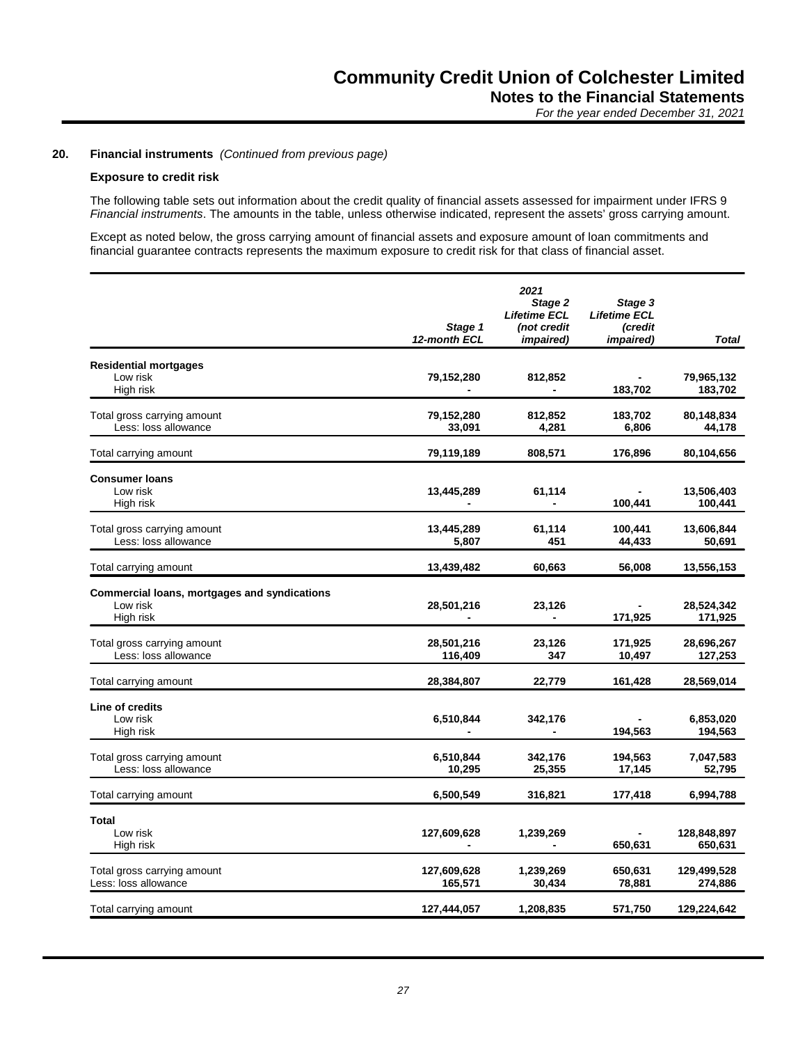## 20. Financial instruments *(Continued from previous page)*

### Exposure to credit risk

The following table sets out information about the credit quality of financial assets assessed for impairment under IFRS 9 *Financial instruments*. The amounts in the table, unless otherwise indicated, represent the assets' gross carrying amount.

Except as noted below, the gross carrying amount of financial assets and exposure amount of loan commitments and financial guarantee contracts represents the maximum exposure to credit risk for that class of financial asset.

| | | *2021* | | |
|---|---|---|---|---|
| | *Stage 1 12-month ECL* | *Stage 2 Lifetime ECL (not credit impaired)* | *Stage 3 Lifetime ECL (credit impaired)* | *Total* |
| **Residential mortgages** | | | | |
| Low risk | 79,152,280 | 812,852 | - | 79,965,132 |
| High risk | - | - | 183,702 | 183,702 |
| Total gross carrying amount | 79,152,280 | 812,852 | 183,702 | 80,148,834 |
| Less: loss allowance | 33,091 | 4,281 | 6,806 | 44,178 |
| Total carrying amount | 79,119,189 | 808,571 | 176,896 | 80,104,656 |
| **Consumer loans** | | | | |
| Low risk | 13,445,289 | 61,114 | - | 13,506,403 |
| High risk | - | - | 100,441 | 100,441 |
| Total gross carrying amount | 13,445,289 | 61,114 | 100,441 | 13,606,844 |
| Less: loss allowance | 5,807 | 451 | 44,433 | 50,691 |
| Total carrying amount | 13,439,482 | 60,663 | 56,008 | 13,556,153 |
| **Commercial loans, mortgages and syndications** | | | | |
| Low risk | 28,501,216 | 23,126 | - | 28,524,342 |
| High risk | - | - | 171,925 | 171,925 |
| Total gross carrying amount | 28,501,216 | 23,126 | 171,925 | 28,696,267 |
| Less: loss allowance | 116,409 | 347 | 10,497 | 127,253 |
| Total carrying amount | 28,384,807 | 22,779 | 161,428 | 28,569,014 |
| **Line of credits** | | | | |
| Low risk | 6,510,844 | 342,176 | - | 6,853,020 |
| High risk | - | - | 194,563 | 194,563 |
| Total gross carrying amount | 6,510,844 | 342,176 | 194,563 | 7,047,583 |
| Less: loss allowance | 10,295 | 25,355 | 17,145 | 52,795 |
| Total carrying amount | 6,500,549 | 316,821 | 177,418 | 6,994,788 |
| **Total** | | | | |
| Low risk | 127,609,628 | 1,239,269 | - | 128,848,897 |
| High risk | - | - | 650,631 | 650,631 |
| Total gross carrying amount | 127,609,628 | 1,239,269 | 650,631 | 129,499,528 |
| Less: loss allowance | 165,571 | 30,434 | 78,881 | 274,886 |
| Total carrying amount | 127,444,057 | 1,208,835 | 571,750 | 129,224,642 |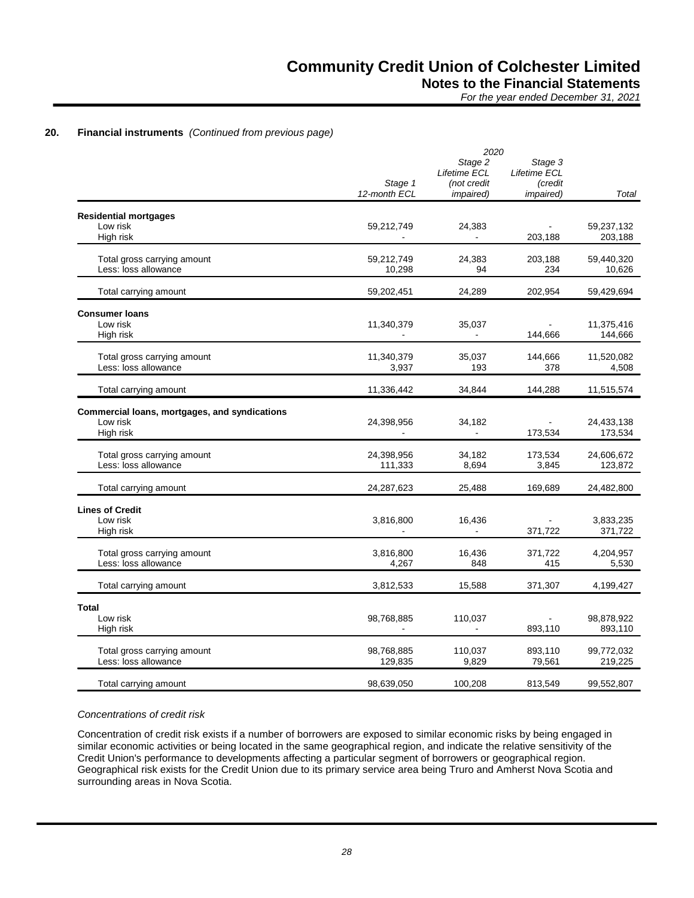## 20. Financial instruments *(Continued from previous page)*

| | 2020 | | | |
|---|---|---|---|---|
| | Stage 1 12-month ECL | Stage 2 Lifetime ECL (not credit impaired) | Stage 3 Lifetime ECL (credit impaired) | Total |
| **Residential mortgages** | | | | |
| Low risk | 59,212,749 | 24,383 | - | 59,237,132 |
| High risk | - | - | 203,188 | 203,188 |
| Total gross carrying amount | 59,212,749 | 24,383 | 203,188 | 59,440,320 |
| Less: loss allowance | 10,298 | 94 | 234 | 10,626 |
| Total carrying amount | 59,202,451 | 24,289 | 202,954 | 59,429,694 |
| **Consumer loans** | | | | |
| Low risk | 11,340,379 | 35,037 | - | 11,375,416 |
| High risk | - | - | 144,666 | 144,666 |
| Total gross carrying amount | 11,340,379 | 35,037 | 144,666 | 11,520,082 |
| Less: loss allowance | 3,937 | 193 | 378 | 4,508 |
| Total carrying amount | 11,336,442 | 34,844 | 144,288 | 11,515,574 |
| **Commercial loans, mortgages, and syndications** | | | | |
| Low risk | 24,398,956 | 34,182 | - | 24,433,138 |
| High risk | - | - | 173,534 | 173,534 |
| Total gross carrying amount | 24,398,956 | 34,182 | 173,534 | 24,606,672 |
| Less: loss allowance | 111,333 | 8,694 | 3,845 | 123,872 |
| Total carrying amount | 24,287,623 | 25,488 | 169,689 | 24,482,800 |
| **Lines of Credit** | | | | |
| Low risk | 3,816,800 | 16,436 | - | 3,833,235 |
| High risk | - | - | 371,722 | 371,722 |
| Total gross carrying amount | 3,816,800 | 16,436 | 371,722 | 4,204,957 |
| Less: loss allowance | 4,267 | 848 | 415 | 5,530 |
| Total carrying amount | 3,812,533 | 15,588 | 371,307 | 4,199,427 |
| **Total** | | | | |
| Low risk | 98,768,885 | 110,037 | - | 98,878,922 |
| High risk | - | - | 893,110 | 893,110 |
| Total gross carrying amount | 98,768,885 | 110,037 | 893,110 | 99,772,032 |
| Less: loss allowance | 129,835 | 9,829 | 79,561 | 219,225 |
| Total carrying amount | 98,639,050 | 100,208 | 813,549 | 99,552,807 |

*Concentrations of credit risk*

Concentration of credit risk exists if a number of borrowers are exposed to similar economic risks by being engaged in similar economic activities or being located in the same geographical region, and indicate the relative sensitivity of the Credit Union's performance to developments affecting a particular segment of borrowers or geographical region. Geographical risk exists for the Credit Union due to its primary service area being Truro and Amherst Nova Scotia and surrounding areas in Nova Scotia.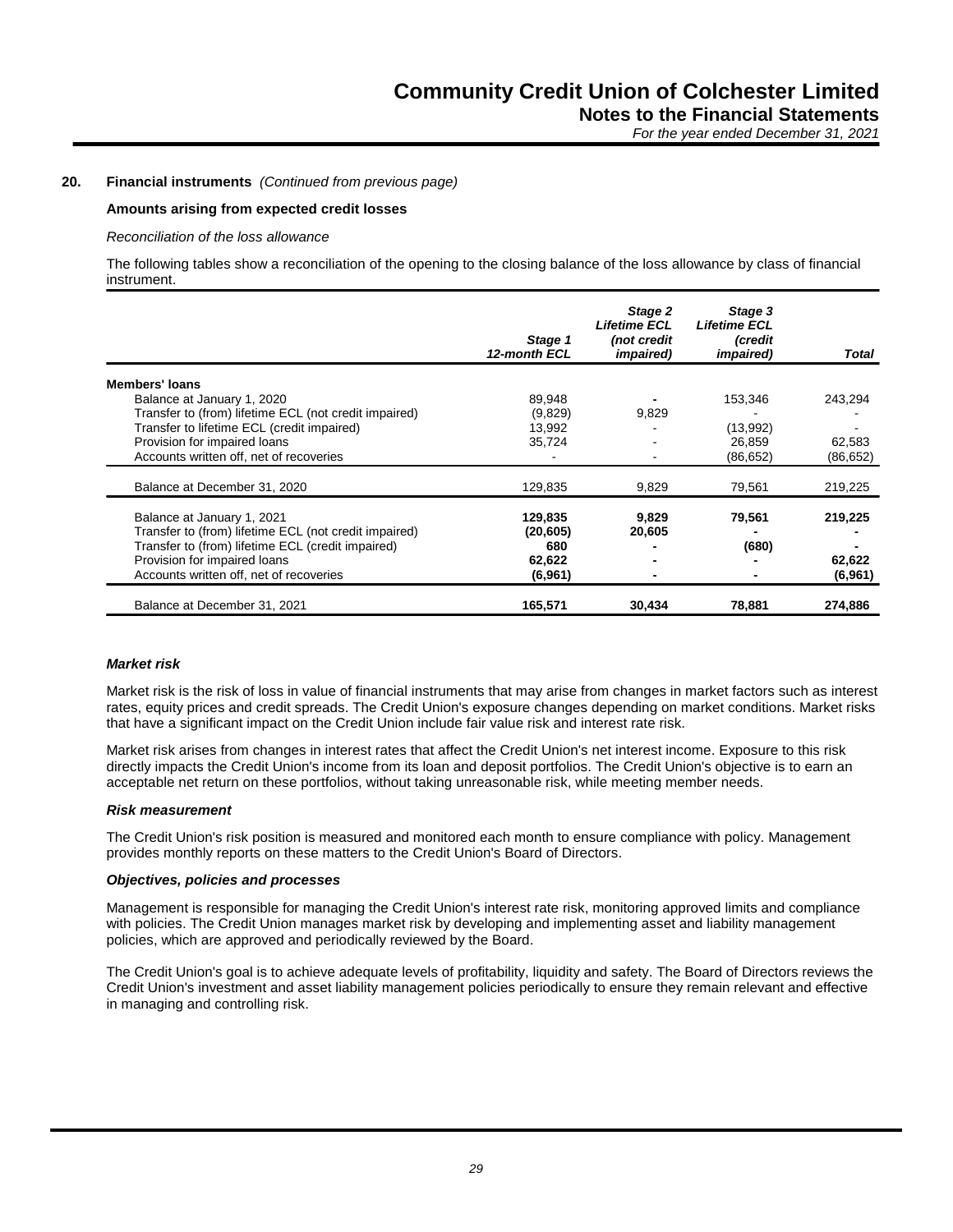## 20. Financial instruments *(Continued from previous page)*

### Amounts arising from expected credit losses

*Reconciliation of the loss allowance*

The following tables show a reconciliation of the opening to the closing balance of the loss allowance by class of financial instrument.

| | *Stage 1 12-month ECL* | *Stage 2 Lifetime ECL (not credit impaired)* | *Stage 3 Lifetime ECL (credit impaired)* | *Total* |
|---|---|---|---|---|
| **Members' loans** | | | | |
| Balance at January 1, 2020 | 89,948 | - | 153,346 | 243,294 |
| Transfer to (from) lifetime ECL (not credit impaired) | (9,829) | 9,829 | - | - |
| Transfer to lifetime ECL (credit impaired) | 13,992 | - | (13,992) | - |
| Provision for impaired loans | 35,724 | - | 26,859 | 62,583 |
| Accounts written off, net of recoveries | - | - | (86,652) | (86,652) |
| Balance at December 31, 2020 | 129,835 | 9,829 | 79,561 | 219,225 |
| Balance at January 1, 2021 | **129,835** | **9,829** | **79,561** | **219,225** |
| Transfer to (from) lifetime ECL (not credit impaired) | **(20,605)** | **20,605** | **-** | **-** |
| Transfer to (from) lifetime ECL (credit impaired) | **680** | **-** | **(680)** | **-** |
| Provision for impaired loans | **62,622** | **-** | **-** | **62,622** |
| Accounts written off, net of recoveries | **(6,961)** | **-** | **-** | **(6,961)** |
| Balance at December 31, 2021 | **165,571** | **30,434** | **78,881** | **274,886** |

***Market risk***

Market risk is the risk of loss in value of financial instruments that may arise from changes in market factors such as interest rates, equity prices and credit spreads. The Credit Union's exposure changes depending on market conditions. Market risks that have a significant impact on the Credit Union include fair value risk and interest rate risk.

Market risk arises from changes in interest rates that affect the Credit Union's net interest income. Exposure to this risk directly impacts the Credit Union's income from its loan and deposit portfolios. The Credit Union's objective is to earn an acceptable net return on these portfolios, without taking unreasonable risk, while meeting member needs.

***Risk measurement***

The Credit Union's risk position is measured and monitored each month to ensure compliance with policy. Management provides monthly reports on these matters to the Credit Union's Board of Directors.

***Objectives, policies and processes***

Management is responsible for managing the Credit Union's interest rate risk, monitoring approved limits and compliance with policies. The Credit Union manages market risk by developing and implementing asset and liability management policies, which are approved and periodically reviewed by the Board.

The Credit Union's goal is to achieve adequate levels of profitability, liquidity and safety. The Board of Directors reviews the Credit Union's investment and asset liability management policies periodically to ensure they remain relevant and effective in managing and controlling risk.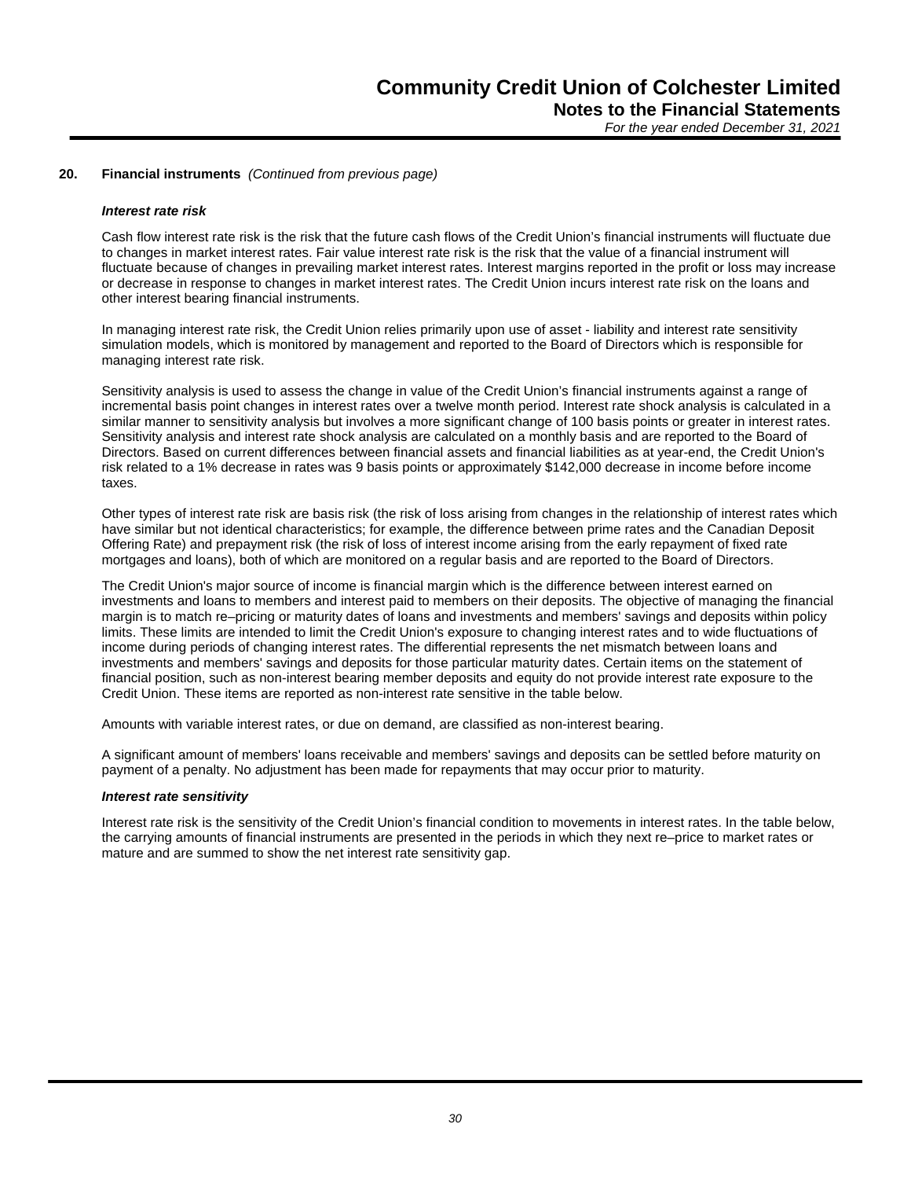## 20. Financial instruments *(Continued from previous page)*

***Interest rate risk***

Cash flow interest rate risk is the risk that the future cash flows of the Credit Union's financial instruments will fluctuate due to changes in market interest rates. Fair value interest rate risk is the risk that the value of a financial instrument will fluctuate because of changes in prevailing market interest rates. Interest margins reported in the profit or loss may increase or decrease in response to changes in market interest rates. The Credit Union incurs interest rate risk on the loans and other interest bearing financial instruments.

In managing interest rate risk, the Credit Union relies primarily upon use of asset - liability and interest rate sensitivity simulation models, which is monitored by management and reported to the Board of Directors which is responsible for managing interest rate risk.

Sensitivity analysis is used to assess the change in value of the Credit Union's financial instruments against a range of incremental basis point changes in interest rates over a twelve month period. Interest rate shock analysis is calculated in a similar manner to sensitivity analysis but involves a more significant change of 100 basis points or greater in interest rates. Sensitivity analysis and interest rate shock analysis are calculated on a monthly basis and are reported to the Board of Directors. Based on current differences between financial assets and financial liabilities as at year-end, the Credit Union's risk related to a 1% decrease in rates was 9 basis points or approximately $142,000 decrease in income before income taxes.

Other types of interest rate risk are basis risk (the risk of loss arising from changes in the relationship of interest rates which have similar but not identical characteristics; for example, the difference between prime rates and the Canadian Deposit Offering Rate) and prepayment risk (the risk of loss of interest income arising from the early repayment of fixed rate mortgages and loans), both of which are monitored on a regular basis and are reported to the Board of Directors.

The Credit Union's major source of income is financial margin which is the difference between interest earned on investments and loans to members and interest paid to members on their deposits. The objective of managing the financial margin is to match re–pricing or maturity dates of loans and investments and members' savings and deposits within policy limits. These limits are intended to limit the Credit Union's exposure to changing interest rates and to wide fluctuations of income during periods of changing interest rates. The differential represents the net mismatch between loans and investments and members' savings and deposits for those particular maturity dates. Certain items on the statement of financial position, such as non-interest bearing member deposits and equity do not provide interest rate exposure to the Credit Union. These items are reported as non-interest rate sensitive in the table below.

Amounts with variable interest rates, or due on demand, are classified as non-interest bearing.

A significant amount of members' loans receivable and members' savings and deposits can be settled before maturity on payment of a penalty. No adjustment has been made for repayments that may occur prior to maturity.

***Interest rate sensitivity***

Interest rate risk is the sensitivity of the Credit Union's financial condition to movements in interest rates. In the table below, the carrying amounts of financial instruments are presented in the periods in which they next re–price to market rates or mature and are summed to show the net interest rate sensitivity gap.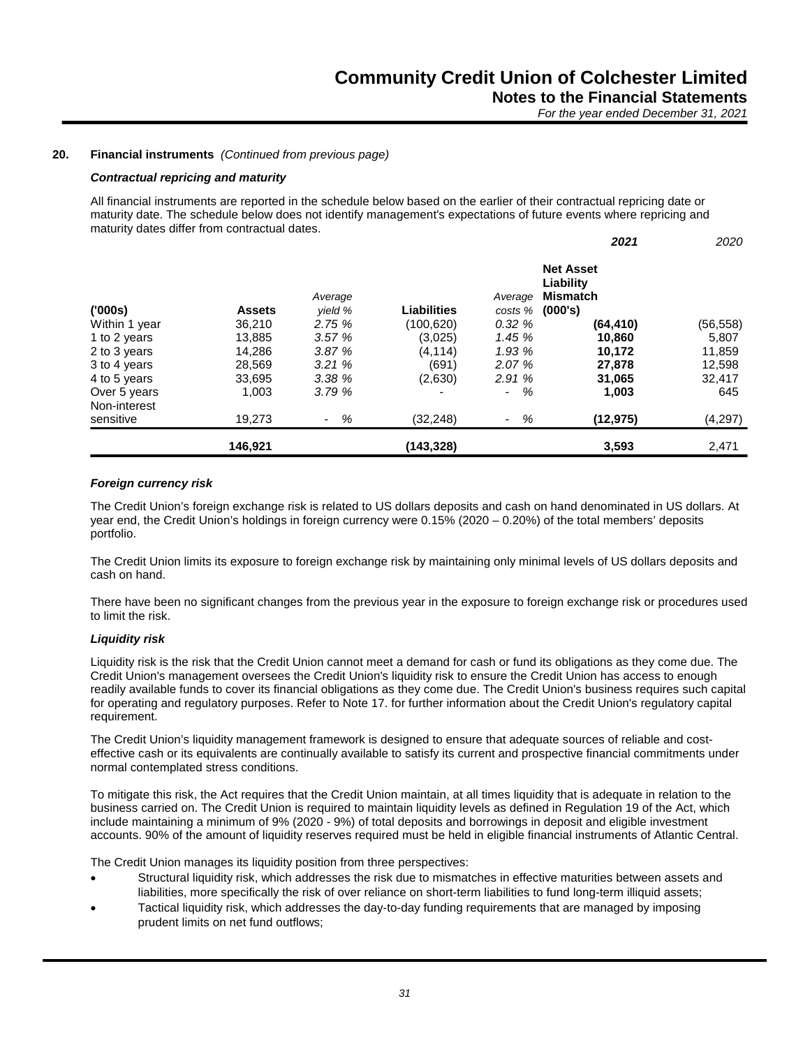## 20. Financial instruments *(Continued from previous page)*

### *Contractual repricing and maturity*

All financial instruments are reported in the schedule below based on the earlier of their contractual repricing date or maturity date. The schedule below does not identify management's expectations of future events where repricing and maturity dates differ from contractual dates.

| | | | | | ***2021*** | *2020* |
|---|---|---|---|---|---|---|
| **('000s)** | **Assets** | *Average yield %* | **Liabilities** | *Average costs %* | **Net Asset Liability Mismatch (000's)** | |
| Within 1 year | 36,210 | *2.75 %* | (100,620) | *0.32 %* | **(64,410)** | (56,558) |
| 1 to 2 years | 13,885 | *3.57 %* | (3,025) | *1.45 %* | **10,860** | 5,807 |
| 2 to 3 years | 14,286 | *3.87 %* | (4,114) | *1.93 %* | **10,172** | 11,859 |
| 3 to 4 years | 28,569 | *3.21 %* | (691) | *2.07 %* | **27,878** | 12,598 |
| 4 to 5 years | 33,695 | *3.38 %* | (2,630) | *2.91 %* | **31,065** | 32,417 |
| Over 5 years | 1,003 | *3.79 %* | - | *- %* | **1,003** | 645 |
| Non-interest sensitive | 19,273 | *- %* | (32,248) | *- %* | **(12,975)** | (4,297) |
| | **146,921** | | **(143,328)** | | **3,593** | 2,471 |

### *Foreign currency risk*

The Credit Union's foreign exchange risk is related to US dollars deposits and cash on hand denominated in US dollars. At year end, the Credit Union's holdings in foreign currency were 0.15% (2020 – 0.20%) of the total members' deposits portfolio.

The Credit Union limits its exposure to foreign exchange risk by maintaining only minimal levels of US dollars deposits and cash on hand.

There have been no significant changes from the previous year in the exposure to foreign exchange risk or procedures used to limit the risk.

### *Liquidity risk*

Liquidity risk is the risk that the Credit Union cannot meet a demand for cash or fund its obligations as they come due. The Credit Union's management oversees the Credit Union's liquidity risk to ensure the Credit Union has access to enough readily available funds to cover its financial obligations as they come due. The Credit Union's business requires such capital for operating and regulatory purposes. Refer to Note 17. for further information about the Credit Union's regulatory capital requirement.

The Credit Union's liquidity management framework is designed to ensure that adequate sources of reliable and cost-effective cash or its equivalents are continually available to satisfy its current and prospective financial commitments under normal contemplated stress conditions.

To mitigate this risk, the Act requires that the Credit Union maintain, at all times liquidity that is adequate in relation to the business carried on. The Credit Union is required to maintain liquidity levels as defined in Regulation 19 of the Act, which include maintaining a minimum of 9% (2020 - 9%) of total deposits and borrowings in deposit and eligible investment accounts. 90% of the amount of liquidity reserves required must be held in eligible financial instruments of Atlantic Central.

The Credit Union manages its liquidity position from three perspectives:

- Structural liquidity risk, which addresses the risk due to mismatches in effective maturities between assets and liabilities, more specifically the risk of over reliance on short-term liabilities to fund long-term illiquid assets;
- Tactical liquidity risk, which addresses the day-to-day funding requirements that are managed by imposing prudent limits on net fund outflows;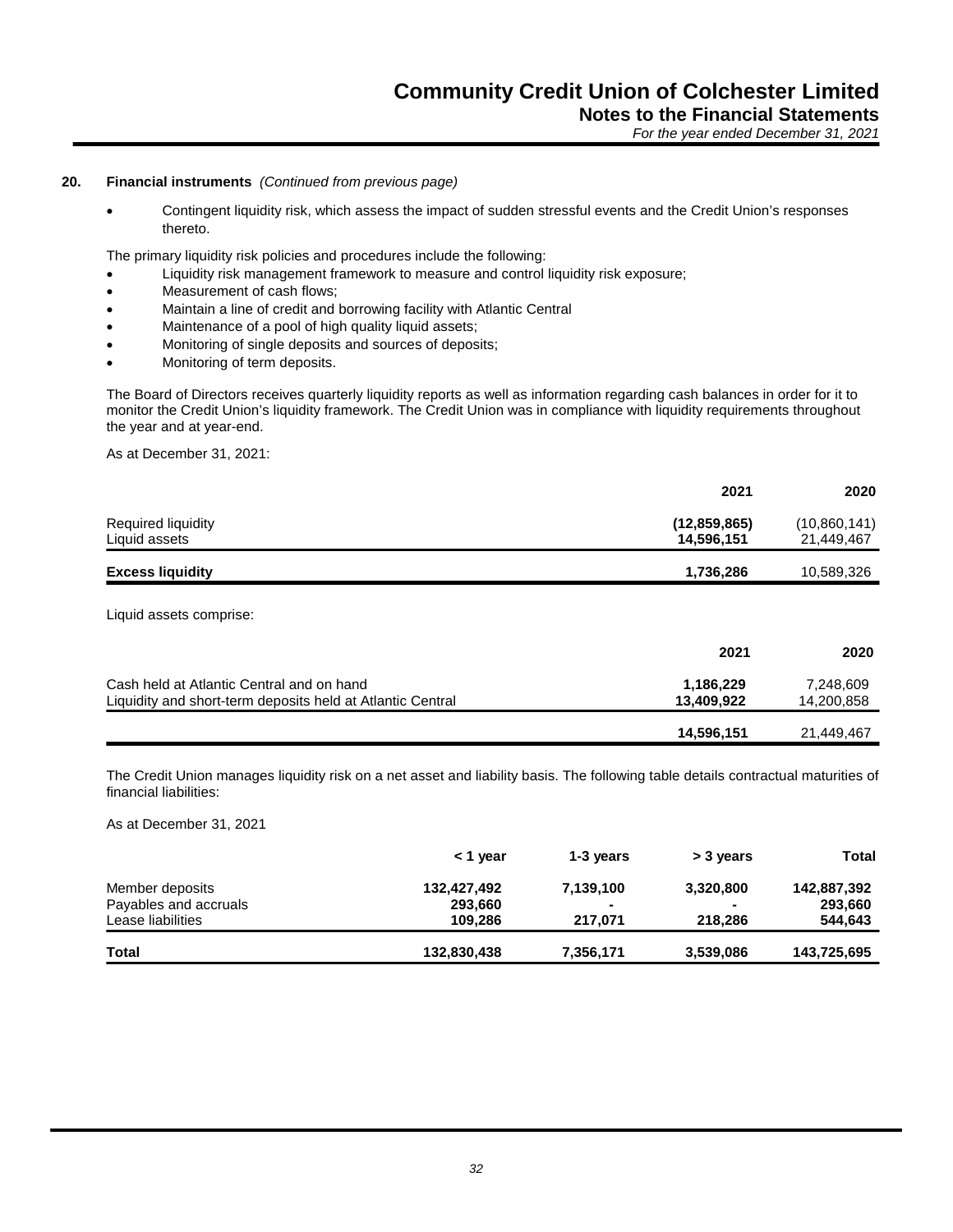**20. Financial instruments** *(Continued from previous page)*

- Contingent liquidity risk, which assess the impact of sudden stressful events and the Credit Union's responses thereto.

The primary liquidity risk policies and procedures include the following:

- Liquidity risk management framework to measure and control liquidity risk exposure;
- Measurement of cash flows;
- Maintain a line of credit and borrowing facility with Atlantic Central
- Maintenance of a pool of high quality liquid assets;
- Monitoring of single deposits and sources of deposits;
- Monitoring of term deposits.

The Board of Directors receives quarterly liquidity reports as well as information regarding cash balances in order for it to monitor the Credit Union's liquidity framework. The Credit Union was in compliance with liquidity requirements throughout the year and at year-end.

As at December 31, 2021:

| | 2021 | 2020 |
|---|---|---|
| Required liquidity | **(12,859,865)** | (10,860,141) |
| Liquid assets | **14,596,151** | 21,449,467 |
| **Excess liquidity** | **1,736,286** | 10,589,326 |

Liquid assets comprise:

| | 2021 | 2020 |
|---|---|---|
| Cash held at Atlantic Central and on hand | **1,186,229** | 7,248,609 |
| Liquidity and short-term deposits held at Atlantic Central | **13,409,922** | 14,200,858 |
| | **14,596,151** | 21,449,467 |

The Credit Union manages liquidity risk on a net asset and liability basis. The following table details contractual maturities of financial liabilities:

As at December 31, 2021

| | < 1 year | 1-3 years | > 3 years | Total |
|---|---|---|---|---|
| Member deposits | **132,427,492** | **7,139,100** | **3,320,800** | **142,887,392** |
| Payables and accruals | **293,660** | **-** | **-** | **293,660** |
| Lease liabilities | **109,286** | **217,071** | **218,286** | **544,643** |
| **Total** | **132,830,438** | **7,356,171** | **3,539,086** | **143,725,695** |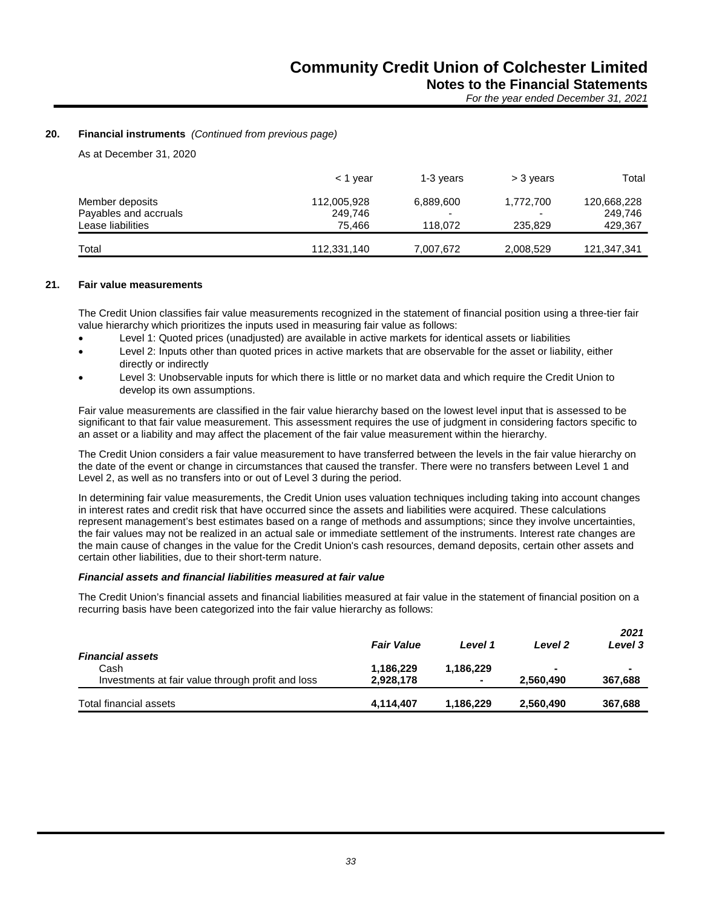**20. Financial instruments** *(Continued from previous page)*

As at December 31, 2020

| | < 1 year | 1-3 years | > 3 years | Total |
|---|---|---|---|---|
| Member deposits | 112,005,928 | 6,889,600 | 1,772,700 | 120,668,228 |
| Payables and accruals | 249,746 | - | - | 249,746 |
| Lease liabilities | 75,466 | 118,072 | 235,829 | 429,367 |
| Total | 112,331,140 | 7,007,672 | 2,008,529 | 121,347,341 |

**21. Fair value measurements**

The Credit Union classifies fair value measurements recognized in the statement of financial position using a three-tier fair value hierarchy which prioritizes the inputs used in measuring fair value as follows:

- Level 1: Quoted prices (unadjusted) are available in active markets for identical assets or liabilities
- Level 2: Inputs other than quoted prices in active markets that are observable for the asset or liability, either directly or indirectly
- Level 3: Unobservable inputs for which there is little or no market data and which require the Credit Union to develop its own assumptions.

Fair value measurements are classified in the fair value hierarchy based on the lowest level input that is assessed to be significant to that fair value measurement. This assessment requires the use of judgment in considering factors specific to an asset or a liability and may affect the placement of the fair value measurement within the hierarchy.

The Credit Union considers a fair value measurement to have transferred between the levels in the fair value hierarchy on the date of the event or change in circumstances that caused the transfer. There were no transfers between Level 1 and Level 2, as well as no transfers into or out of Level 3 during the period.

In determining fair value measurements, the Credit Union uses valuation techniques including taking into account changes in interest rates and credit risk that have occurred since the assets and liabilities were acquired. These calculations represent management's best estimates based on a range of methods and assumptions; since they involve uncertainties, the fair values may not be realized in an actual sale or immediate settlement of the instruments. Interest rate changes are the main cause of changes in the value for the Credit Union's cash resources, demand deposits, certain other assets and certain other liabilities, due to their short-term nature.

***Financial assets and financial liabilities measured at fair value***

The Credit Union's financial assets and financial liabilities measured at fair value in the statement of financial position on a recurring basis have been categorized into the fair value hierarchy as follows:

| | | | | ***2021*** |
|---|---|---|---|---|
| | ***Fair Value*** | ***Level 1*** | ***Level 2*** | ***Level 3*** |
| ***Financial assets*** | | | | |
| Cash | **1,186,229** | **1,186,229** | **-** | **-** |
| Investments at fair value through profit and loss | **2,928,178** | **-** | **2,560,490** | **367,688** |
| Total financial assets | **4,114,407** | **1,186,229** | **2,560,490** | **367,688** |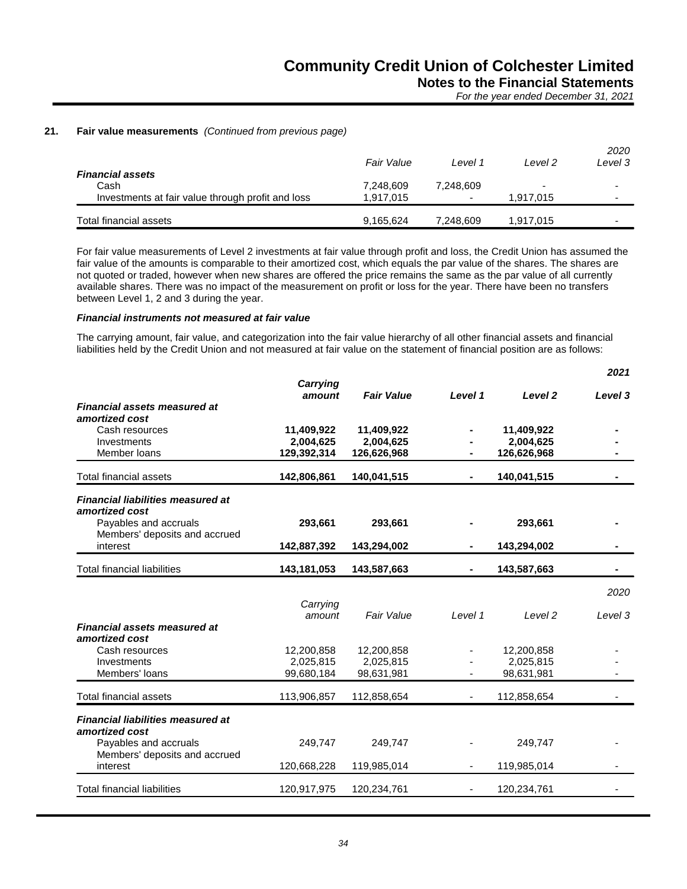### 21. Fair value measurements *(Continued from previous page)*

| | *Fair Value* | *Level 1* | *Level 2* | *2020 Level 3* |
|---|---|---|---|---|
| ***Financial assets*** | | | | |
| Cash | 7,248,609 | 7,248,609 | - | - |
| Investments at fair value through profit and loss | 1,917,015 | - | 1,917,015 | - |
| Total financial assets | 9,165,624 | 7,248,609 | 1,917,015 | - |

For fair value measurements of Level 2 investments at fair value through profit and loss, the Credit Union has assumed the fair value of the amounts is comparable to their amortized cost, which equals the par value of the shares. The shares are not quoted or traded, however when new shares are offered the price remains the same as the par value of all currently available shares. There was no impact of the measurement on profit or loss for the year. There have been no transfers between Level 1, 2 and 3 during the year.

***Financial instruments not measured at fair value***

The carrying amount, fair value, and categorization into the fair value hierarchy of all other financial assets and financial liabilities held by the Credit Union and not measured at fair value on the statement of financial position are as follows:

| | ***Carrying amount*** | ***Fair Value*** | ***Level 1*** | ***Level 2*** | ***2021 Level 3*** |
|---|---|---|---|---|---|
| ***Financial assets measured at amortized cost*** | | | | | |
| Cash resources | **11,409,922** | **11,409,922** | **-** | **11,409,922** | **-** |
| Investments | **2,004,625** | **2,004,625** | **-** | **2,004,625** | **-** |
| Member loans | **129,392,314** | **126,626,968** | **-** | **126,626,968** | **-** |
| Total financial assets | **142,806,861** | **140,041,515** | **-** | **140,041,515** | **-** |
| ***Financial liabilities measured at amortized cost*** | | | | | |
| Payables and accruals | **293,661** | **293,661** | **-** | **293,661** | **-** |
| Members' deposits and accrued interest | **142,887,392** | **143,294,002** | **-** | **143,294,002** | **-** |
| Total financial liabilities | **143,181,053** | **143,587,663** | **-** | **143,587,663** | **-** |

| | *Carrying amount* | *Fair Value* | *Level 1* | *Level 2* | *2020 Level 3* |
|---|---|---|---|---|---|
| ***Financial assets measured at amortized cost*** | | | | | |
| Cash resources | 12,200,858 | 12,200,858 | - | 12,200,858 | - |
| Investments | 2,025,815 | 2,025,815 | - | 2,025,815 | - |
| Members' loans | 99,680,184 | 98,631,981 | - | 98,631,981 | - |
| Total financial assets | 113,906,857 | 112,858,654 | - | 112,858,654 | - |
| ***Financial liabilities measured at amortized cost*** | | | | | |
| Payables and accruals | 249,747 | 249,747 | - | 249,747 | - |
| Members' deposits and accrued interest | 120,668,228 | 119,985,014 | - | 119,985,014 | - |
| Total financial liabilities | 120,917,975 | 120,234,761 | - | 120,234,761 | - |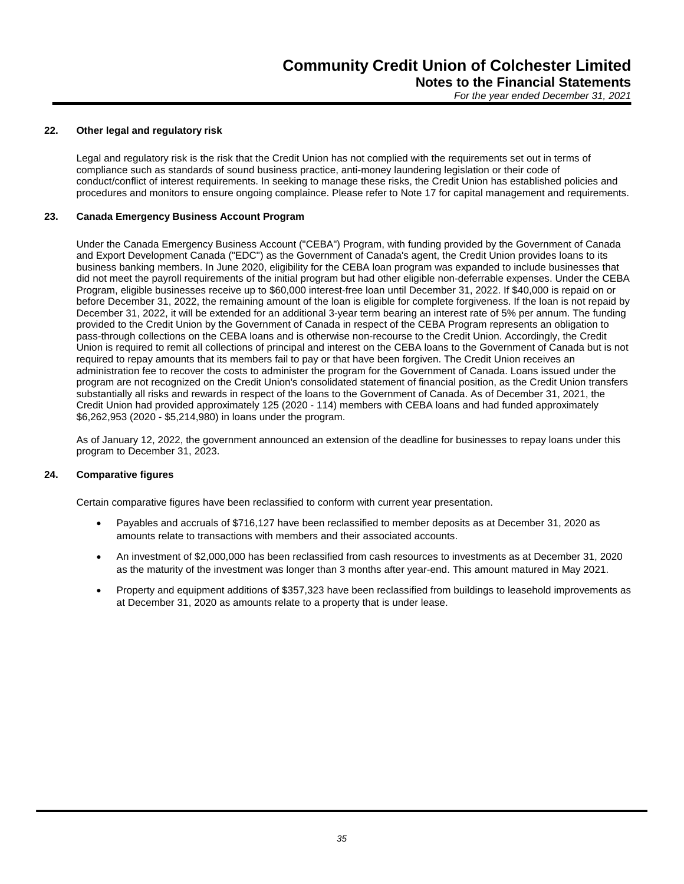## 22. Other legal and regulatory risk

Legal and regulatory risk is the risk that the Credit Union has not complied with the requirements set out in terms of compliance such as standards of sound business practice, anti-money laundering legislation or their code of conduct/conflict of interest requirements. In seeking to manage these risks, the Credit Union has established policies and procedures and monitors to ensure ongoing complaince. Please refer to Note 17 for capital management and requirements.

## 23. Canada Emergency Business Account Program

Under the Canada Emergency Business Account ("CEBA") Program, with funding provided by the Government of Canada and Export Development Canada ("EDC") as the Government of Canada's agent, the Credit Union provides loans to its business banking members. In June 2020, eligibility for the CEBA loan program was expanded to include businesses that did not meet the payroll requirements of the initial program but had other eligible non-deferrable expenses. Under the CEBA Program, eligible businesses receive up to $60,000 interest-free loan until December 31, 2022. If $40,000 is repaid on or before December 31, 2022, the remaining amount of the loan is eligible for complete forgiveness. If the loan is not repaid by December 31, 2022, it will be extended for an additional 3-year term bearing an interest rate of 5% per annum. The funding provided to the Credit Union by the Government of Canada in respect of the CEBA Program represents an obligation to pass-through collections on the CEBA loans and is otherwise non-recourse to the Credit Union. Accordingly, the Credit Union is required to remit all collections of principal and interest on the CEBA loans to the Government of Canada but is not required to repay amounts that its members fail to pay or that have been forgiven. The Credit Union receives an administration fee to recover the costs to administer the program for the Government of Canada. Loans issued under the program are not recognized on the Credit Union's consolidated statement of financial position, as the Credit Union transfers substantially all risks and rewards in respect of the loans to the Government of Canada. As of December 31, 2021, the Credit Union had provided approximately 125 (2020 - 114) members with CEBA loans and had funded approximately $6,262,953 (2020 - $5,214,980) in loans under the program.

As of January 12, 2022, the government announced an extension of the deadline for businesses to repay loans under this program to December 31, 2023.

## 24. Comparative figures

Certain comparative figures have been reclassified to conform with current year presentation.

- Payables and accruals of $716,127 have been reclassified to member deposits as at December 31, 2020 as amounts relate to transactions with members and their associated accounts.
- An investment of $2,000,000 has been reclassified from cash resources to investments as at December 31, 2020 as the maturity of the investment was longer than 3 months after year-end. This amount matured in May 2021.
- Property and equipment additions of $357,323 have been reclassified from buildings to leasehold improvements as at December 31, 2020 as amounts relate to a property that is under lease.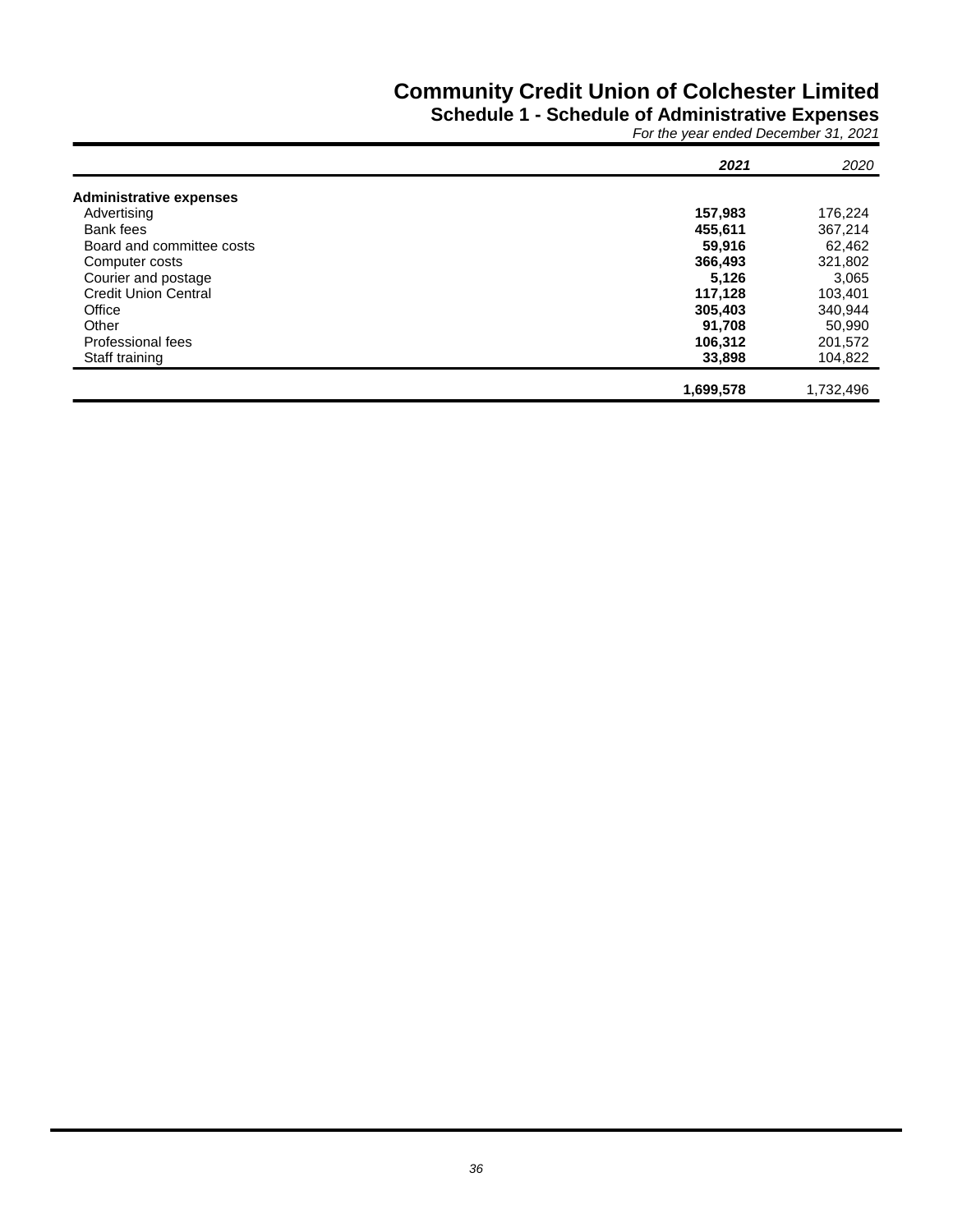# Community Credit Union of Colchester Limited

## Schedule 1 - Schedule of Administrative Expenses

*For the year ended December 31, 2021*

| | **2021** | *2020* |
|---|---|---|
| **Administrative expenses** | | |
| Advertising | **157,983** | 176,224 |
| Bank fees | **455,611** | 367,214 |
| Board and committee costs | **59,916** | 62,462 |
| Computer costs | **366,493** | 321,802 |
| Courier and postage | **5,126** | 3,065 |
| Credit Union Central | **117,128** | 103,401 |
| Office | **305,403** | 340,944 |
| Other | **91,708** | 50,990 |
| Professional fees | **106,312** | 201,572 |
| Staff training | **33,898** | 104,822 |
| | **1,699,578** | 1,732,496 |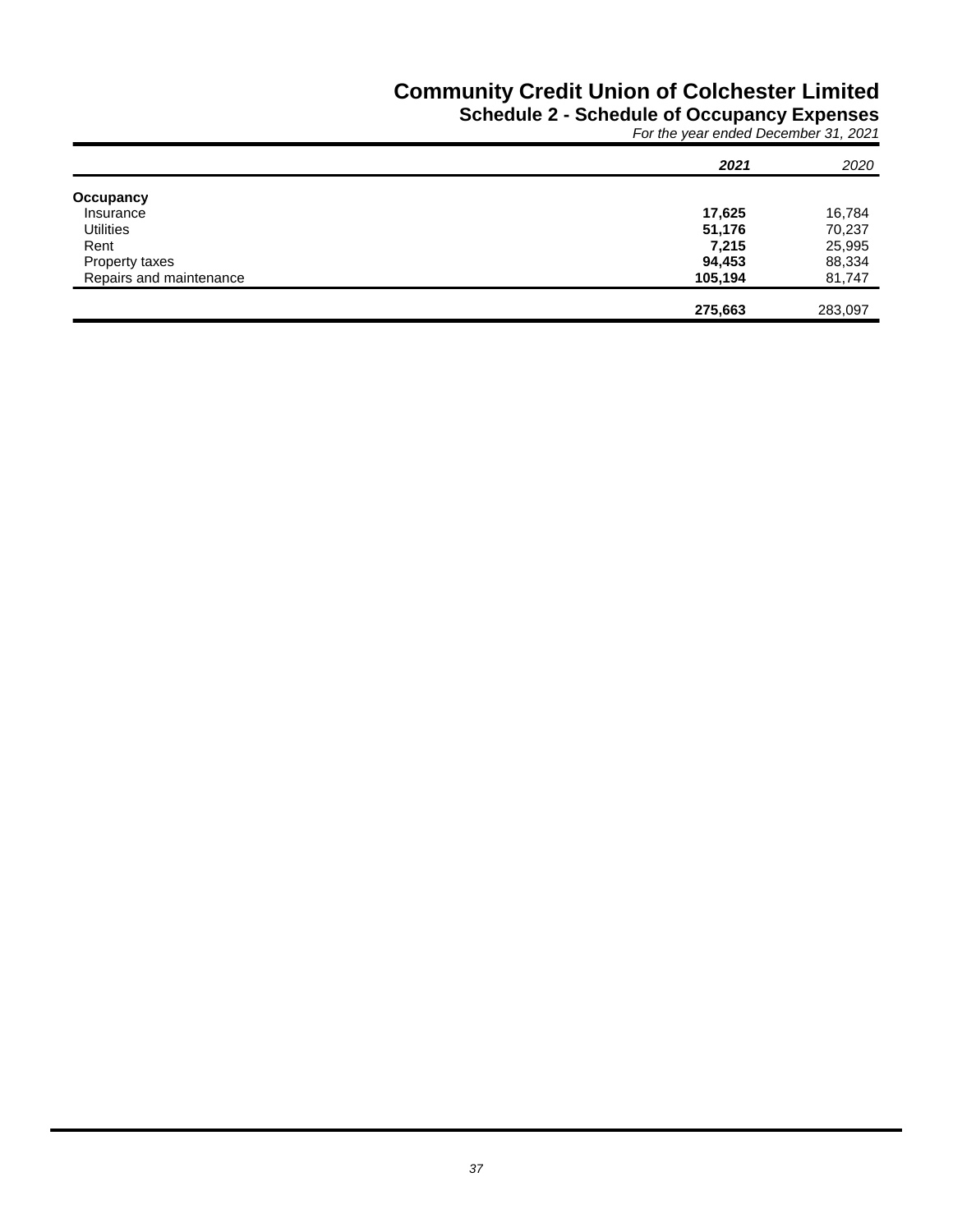# Community Credit Union of Colchester Limited

## Schedule 2 - Schedule of Occupancy Expenses

*For the year ended December 31, 2021*

| | ***2021*** | *2020* |
|---|---|---|
| **Occupancy** | | |
| Insurance | **17,625** | 16,784 |
| Utilities | **51,176** | 70,237 |
| Rent | **7,215** | 25,995 |
| Property taxes | **94,453** | 88,334 |
| Repairs and maintenance | **105,194** | 81,747 |
| | **275,663** | 283,097 |